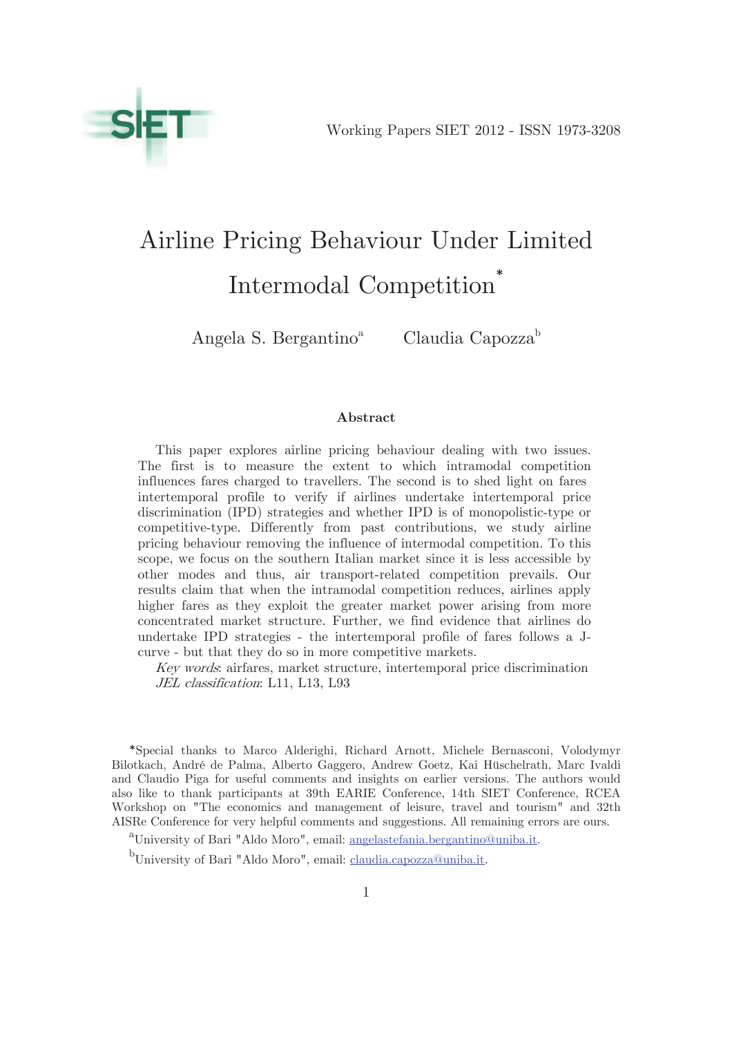Working Papers SIET 2012 - ISSN 1973-3208

# Airline Pricing Behaviour Under Limited Intermodal Competition*

Angela S. Bergantino[a] Claudia Capozza[b]

## Abstract

This paper explores airline pricing behaviour dealing with two issues. The first is to measure the extent to which intramodal competition influences fares charged to travellers. The second is to shed light on fares intertemporal profile to verify if airlines undertake intertemporal price discrimination (IPD) strategies and whether IPD is of monopolistic-type or competitive-type. Differently from past contributions, we study airline pricing behaviour removing the influence of intermodal competition. To this scope, we focus on the southern Italian market since it is less accessible by other modes and thus, air transport-related competition prevails. Our results claim that when the intramodal competition reduces, airlines apply higher fares as they exploit the greater market power arising from more concentrated market structure. Further, we find evidence that airlines do undertake IPD strategies - the intertemporal profile of fares follows a J-curve - but that they do so in more competitive markets.

*Key words*: airfares, market structure, intertemporal price discrimination
*JEL classification*: L11, L13, L93

*Special thanks to Marco Alderighi, Richard Arnott, Michele Bernasconi, Volodymyr Bilotkach, André de Palma, Alberto Gaggero, Andrew Goetz, Kai Hüschelrath, Marc Ivaldi and Claudio Piga for useful comments and insights on earlier versions. The authors would also like to thank participants at 39th EARIE Conference, 14th SIET Conference, RCEA Workshop on "The economics and management of leisure, travel and tourism" and 32th AISRe Conference for very helpful comments and suggestions. All remaining errors are ours.

[a]University of Bari "Aldo Moro", email: angelastefania.bergantino@uniba.it.

[b]University of Bari "Aldo Moro", email: claudia.capozza@uniba.it.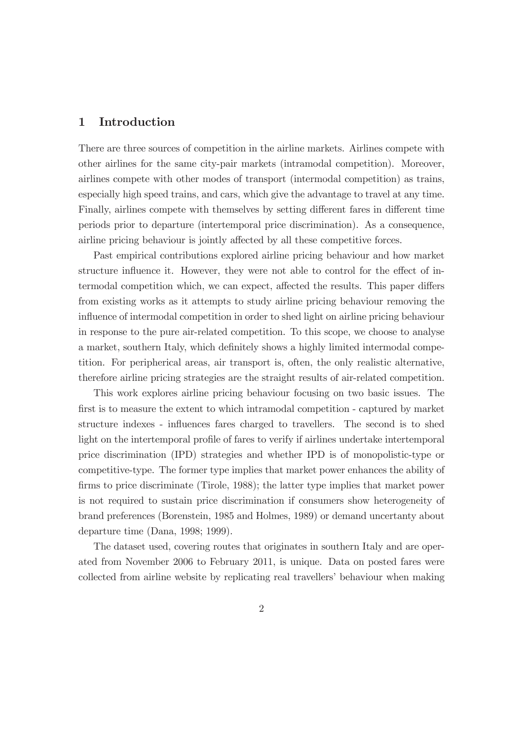# 1 Introduction

There are three sources of competition in the airline markets. Airlines compete with other airlines for the same city-pair markets (intramodal competition). Moreover, airlines compete with other modes of transport (intermodal competition) as trains, especially high speed trains, and cars, which give the advantage to travel at any time. Finally, airlines compete with themselves by setting different fares in different time periods prior to departure (intertemporal price discrimination). As a consequence, airline pricing behaviour is jointly affected by all these competitive forces.

Past empirical contributions explored airline pricing behaviour and how market structure influence it. However, they were not able to control for the effect of intermodal competition which, we can expect, affected the results. This paper differs from existing works as it attempts to study airline pricing behaviour removing the influence of intermodal competition in order to shed light on airline pricing behaviour in response to the pure air-related competition. To this scope, we choose to analyse a market, southern Italy, which definitely shows a highly limited intermodal competition. For peripherical areas, air transport is, often, the only realistic alternative, therefore airline pricing strategies are the straight results of air-related competition.

This work explores airline pricing behaviour focusing on two basic issues. The first is to measure the extent to which intramodal competition - captured by market structure indexes - influences fares charged to travellers. The second is to shed light on the intertemporal profile of fares to verify if airlines undertake intertemporal price discrimination (IPD) strategies and whether IPD is of monopolistic-type or competitive-type. The former type implies that market power enhances the ability of firms to price discriminate (Tirole, 1988); the latter type implies that market power is not required to sustain price discrimination if consumers show heterogeneity of brand preferences (Borenstein, 1985 and Holmes, 1989) or demand uncertanty about departure time (Dana, 1998; 1999).

The dataset used, covering routes that originates in southern Italy and are operated from November 2006 to February 2011, is unique. Data on posted fares were collected from airline website by replicating real travellers' behaviour when making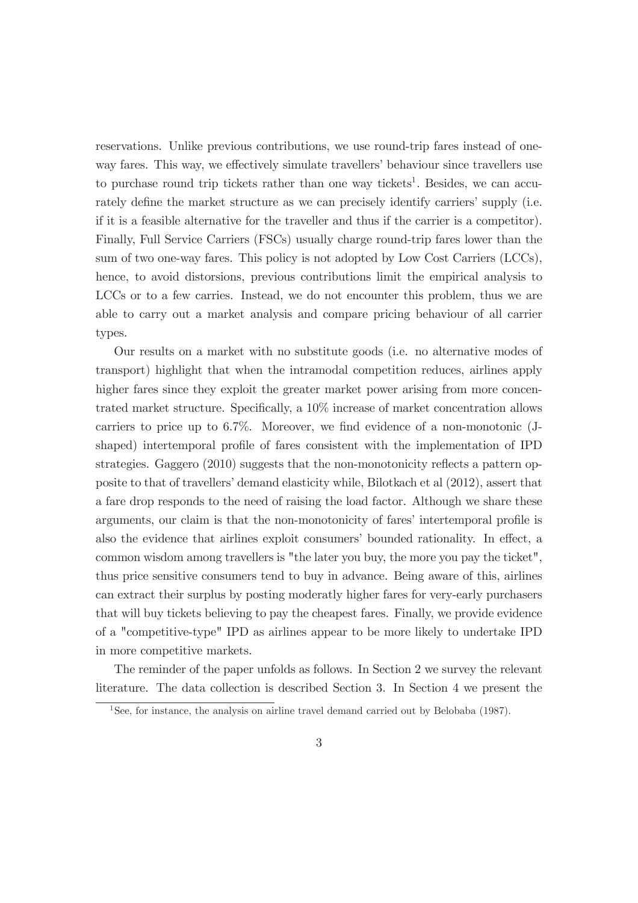reservations. Unlike previous contributions, we use round-trip fares instead of one-way fares. This way, we effectively simulate travellers' behaviour since travellers use to purchase round trip tickets rather than one way tickets[1]. Besides, we can accurately define the market structure as we can precisely identify carriers' supply (i.e. if it is a feasible alternative for the traveller and thus if the carrier is a competitor). Finally, Full Service Carriers (FSCs) usually charge round-trip fares lower than the sum of two one-way fares. This policy is not adopted by Low Cost Carriers (LCCs), hence, to avoid distorsions, previous contributions limit the empirical analysis to LCCs or to a few carries. Instead, we do not encounter this problem, thus we are able to carry out a market analysis and compare pricing behaviour of all carrier types.

Our results on a market with no substitute goods (i.e. no alternative modes of transport) highlight that when the intramodal competition reduces, airlines apply higher fares since they exploit the greater market power arising from more concentrated market structure. Specifically, a 10% increase of market concentration allows carriers to price up to 6.7%. Moreover, we find evidence of a non-monotonic (J-shaped) intertemporal profile of fares consistent with the implementation of IPD strategies. Gaggero (2010) suggests that the non-monotonicity reflects a pattern opposite to that of travellers' demand elasticity while, Bilotkach et al (2012), assert that a fare drop responds to the need of raising the load factor. Although we share these arguments, our claim is that the non-monotonicity of fares' intertemporal profile is also the evidence that airlines exploit consumers' bounded rationality. In effect, a common wisdom among travellers is "the later you buy, the more you pay the ticket", thus price sensitive consumers tend to buy in advance. Being aware of this, airlines can extract their surplus by posting moderatly higher fares for very-early purchasers that will buy tickets believing to pay the cheapest fares. Finally, we provide evidence of a "competitive-type" IPD as airlines appear to be more likely to undertake IPD in more competitive markets.

The reminder of the paper unfolds as follows. In Section 2 we survey the relevant literature. The data collection is described Section 3. In Section 4 we present the

[1] See, for instance, the analysis on airline travel demand carried out by Belobaba (1987).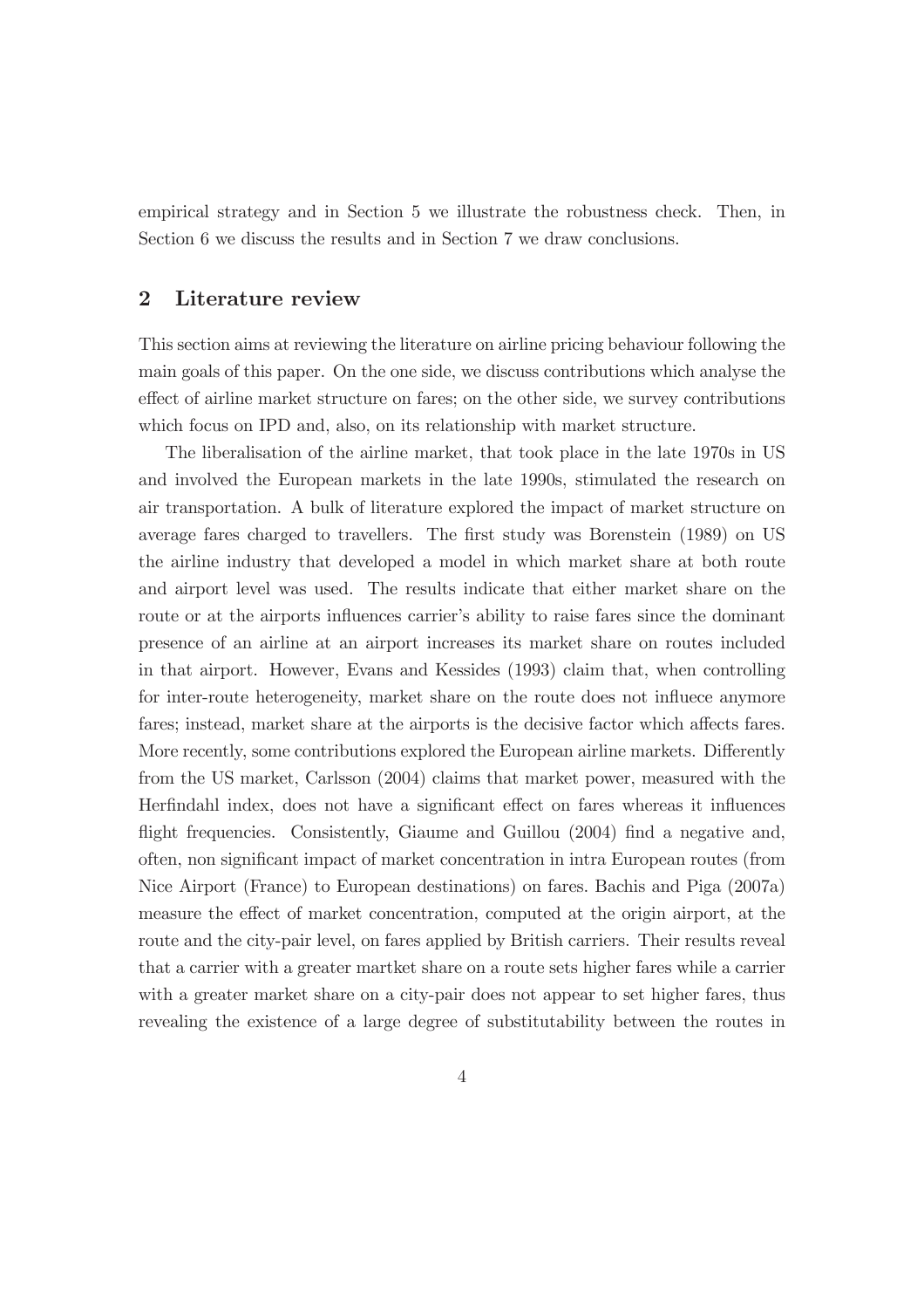empirical strategy and in Section 5 we illustrate the robustness check. Then, in Section 6 we discuss the results and in Section 7 we draw conclusions.

## 2 Literature review

This section aims at reviewing the literature on airline pricing behaviour following the main goals of this paper. On the one side, we discuss contributions which analyse the effect of airline market structure on fares; on the other side, we survey contributions which focus on IPD and, also, on its relationship with market structure.

The liberalisation of the airline market, that took place in the late 1970s in US and involved the European markets in the late 1990s, stimulated the research on air transportation. A bulk of literature explored the impact of market structure on average fares charged to travellers. The first study was Borenstein (1989) on US the airline industry that developed a model in which market share at both route and airport level was used. The results indicate that either market share on the route or at the airports influences carrier's ability to raise fares since the dominant presence of an airline at an airport increases its market share on routes included in that airport. However, Evans and Kessides (1993) claim that, when controlling for inter-route heterogeneity, market share on the route does not influece anymore fares; instead, market share at the airports is the decisive factor which affects fares. More recently, some contributions explored the European airline markets. Differently from the US market, Carlsson (2004) claims that market power, measured with the Herfindahl index, does not have a significant effect on fares whereas it influences flight frequencies. Consistently, Giaume and Guillou (2004) find a negative and, often, non significant impact of market concentration in intra European routes (from Nice Airport (France) to European destinations) on fares. Bachis and Piga (2007a) measure the effect of market concentration, computed at the origin airport, at the route and the city-pair level, on fares applied by British carriers. Their results reveal that a carrier with a greater martket share on a route sets higher fares while a carrier with a greater market share on a city-pair does not appear to set higher fares, thus revealing the existence of a large degree of substitutability between the routes in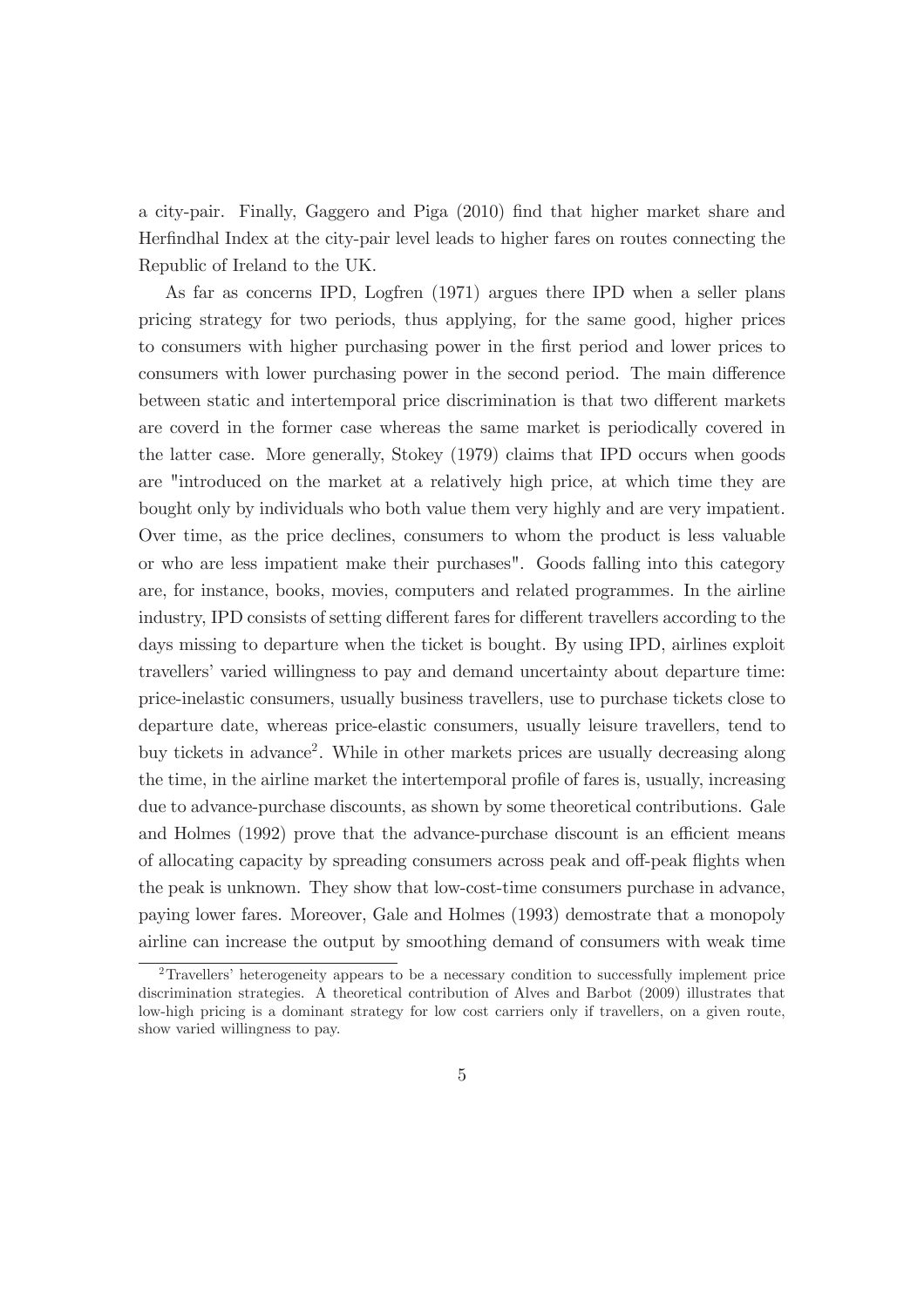a city-pair. Finally, Gaggero and Piga (2010) find that higher market share and Herfindhal Index at the city-pair level leads to higher fares on routes connecting the Republic of Ireland to the UK.

As far as concerns IPD, Logfren (1971) argues there IPD when a seller plans pricing strategy for two periods, thus applying, for the same good, higher prices to consumers with higher purchasing power in the first period and lower prices to consumers with lower purchasing power in the second period. The main difference between static and intertemporal price discrimination is that two different markets are coverd in the former case whereas the same market is periodically covered in the latter case. More generally, Stokey (1979) claims that IPD occurs when goods are "introduced on the market at a relatively high price, at which time they are bought only by individuals who both value them very highly and are very impatient. Over time, as the price declines, consumers to whom the product is less valuable or who are less impatient make their purchases". Goods falling into this category are, for instance, books, movies, computers and related programmes. In the airline industry, IPD consists of setting different fares for different travellers according to the days missing to departure when the ticket is bought. By using IPD, airlines exploit travellers' varied willingness to pay and demand uncertainty about departure time: price-inelastic consumers, usually business travellers, use to purchase tickets close to departure date, whereas price-elastic consumers, usually leisure travellers, tend to buy tickets in advance[2]. While in other markets prices are usually decreasing along the time, in the airline market the intertemporal profile of fares is, usually, increasing due to advance-purchase discounts, as shown by some theoretical contributions. Gale and Holmes (1992) prove that the advance-purchase discount is an efficient means of allocating capacity by spreading consumers across peak and off-peak flights when the peak is unknown. They show that low-cost-time consumers purchase in advance, paying lower fares. Moreover, Gale and Holmes (1993) demostrate that a monopoly airline can increase the output by smoothing demand of consumers with weak time

[2] Travellers' heterogeneity appears to be a necessary condition to successfully implement price discrimination strategies. A theoretical contribution of Alves and Barbot (2009) illustrates that low-high pricing is a dominant strategy for low cost carriers only if travellers, on a given route, show varied willingness to pay.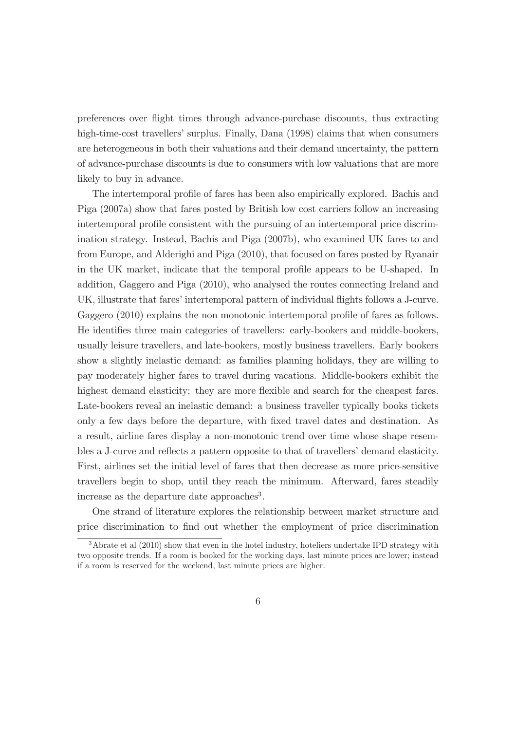preferences over flight times through advance-purchase discounts, thus extracting high-time-cost travellers' surplus. Finally, Dana (1998) claims that when consumers are heterogeneous in both their valuations and their demand uncertainty, the pattern of advance-purchase discounts is due to consumers with low valuations that are more likely to buy in advance.

The intertemporal profile of fares has been also empirically explored. Bachis and Piga (2007a) show that fares posted by British low cost carriers follow an increasing intertemporal profile consistent with the pursuing of an intertemporal price discrimination strategy. Instead, Bachis and Piga (2007b), who examined UK fares to and from Europe, and Alderighi and Piga (2010), that focused on fares posted by Ryanair in the UK market, indicate that the temporal profile appears to be U-shaped. In addition, Gaggero and Piga (2010), who analysed the routes connecting Ireland and UK, illustrate that fares' intertemporal pattern of individual flights follows a J-curve. Gaggero (2010) explains the non monotonic intertemporal profile of fares as follows. He identifies three main categories of travellers: early-bookers and middle-bookers, usually leisure travellers, and late-bookers, mostly business travellers. Early bookers show a slightly inelastic demand: as families planning holidays, they are willing to pay moderately higher fares to travel during vacations. Middle-bookers exhibit the highest demand elasticity: they are more flexible and search for the cheapest fares. Late-bookers reveal an inelastic demand: a business traveller typically books tickets only a few days before the departure, with fixed travel dates and destination. As a result, airline fares display a non-monotonic trend over time whose shape resembles a J-curve and reflects a pattern opposite to that of travellers' demand elasticity. First, airlines set the initial level of fares that then decrease as more price-sensitive travellers begin to shop, until they reach the minimum. Afterward, fares steadily increase as the departure date approaches[3].

One strand of literature explores the relationship between market structure and price discrimination to find out whether the employment of price discrimination

[3] Abrate et al (2010) show that even in the hotel industry, hoteliers undertake IPD strategy with two opposite trends. If a room is booked for the working days, last minute prices are lower; instead if a room is reserved for the weekend, last minute prices are higher.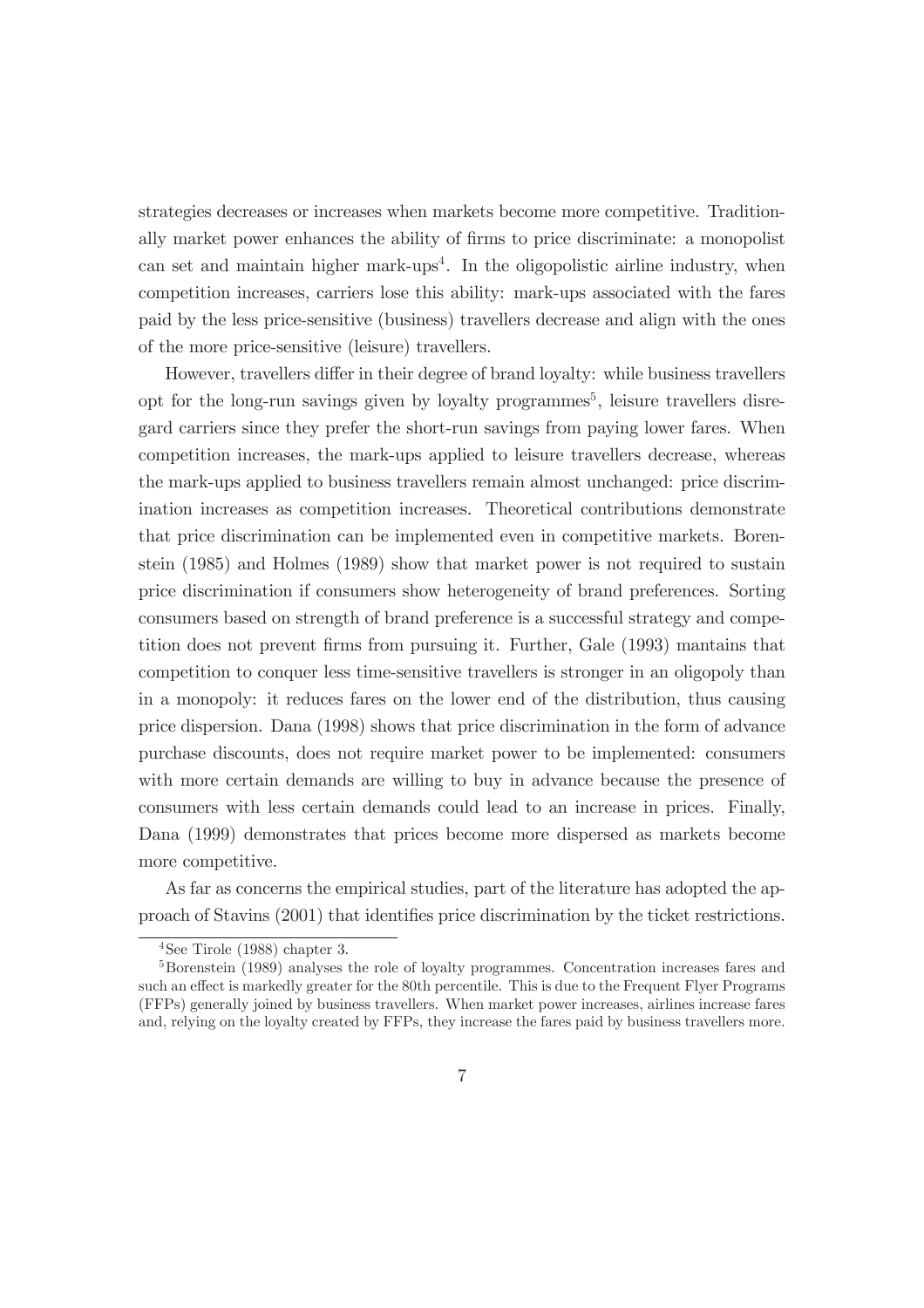strategies decreases or increases when markets become more competitive. Traditionally market power enhances the ability of firms to price discriminate: a monopolist can set and maintain higher mark-ups[4]. In the oligopolistic airline industry, when competition increases, carriers lose this ability: mark-ups associated with the fares paid by the less price-sensitive (business) travellers decrease and align with the ones of the more price-sensitive (leisure) travellers.

However, travellers differ in their degree of brand loyalty: while business travellers opt for the long-run savings given by loyalty programmes[5], leisure travellers disregard carriers since they prefer the short-run savings from paying lower fares. When competition increases, the mark-ups applied to leisure travellers decrease, whereas the mark-ups applied to business travellers remain almost unchanged: price discrimination increases as competition increases. Theoretical contributions demonstrate that price discrimination can be implemented even in competitive markets. Borenstein (1985) and Holmes (1989) show that market power is not required to sustain price discrimination if consumers show heterogeneity of brand preferences. Sorting consumers based on strength of brand preference is a successful strategy and competition does not prevent firms from pursuing it. Further, Gale (1993) mantains that competition to conquer less time-sensitive travellers is stronger in an oligopoly than in a monopoly: it reduces fares on the lower end of the distribution, thus causing price dispersion. Dana (1998) shows that price discrimination in the form of advance purchase discounts, does not require market power to be implemented: consumers with more certain demands are willing to buy in advance because the presence of consumers with less certain demands could lead to an increase in prices. Finally, Dana (1999) demonstrates that prices become more dispersed as markets become more competitive.

As far as concerns the empirical studies, part of the literature has adopted the approach of Stavins (2001) that identifies price discrimination by the ticket restrictions.

[4] See Tirole (1988) chapter 3.

[5] Borenstein (1989) analyses the role of loyalty programmes. Concentration increases fares and such an effect is markedly greater for the 80th percentile. This is due to the Frequent Flyer Programs (FFPs) generally joined by business travellers. When market power increases, airlines increase fares and, relying on the loyalty created by FFPs, they increase the fares paid by business travellers more.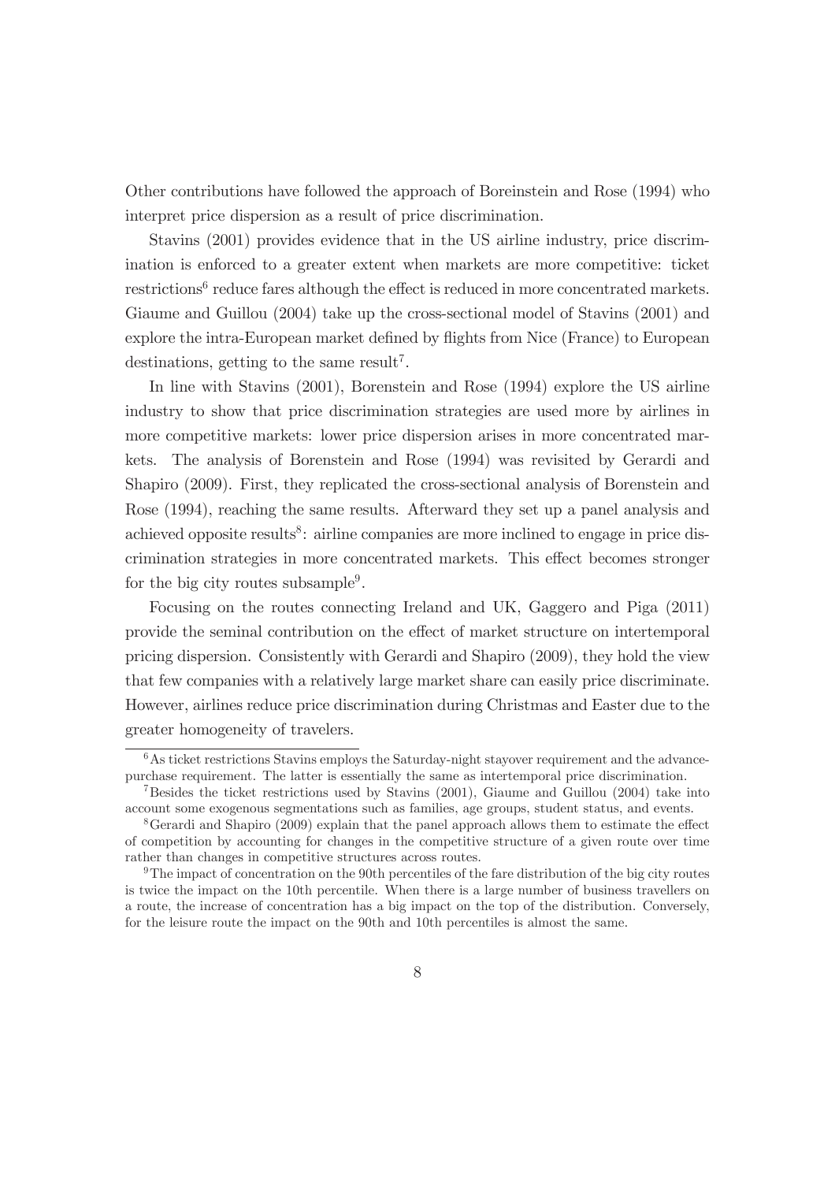Other contributions have followed the approach of Boreinstein and Rose (1994) who interpret price dispersion as a result of price discrimination.

Stavins (2001) provides evidence that in the US airline industry, price discrimination is enforced to a greater extent when markets are more competitive: ticket restrictions[6] reduce fares although the effect is reduced in more concentrated markets. Giaume and Guillou (2004) take up the cross-sectional model of Stavins (2001) and explore the intra-European market defined by flights from Nice (France) to European destinations, getting to the same result[7].

In line with Stavins (2001), Borenstein and Rose (1994) explore the US airline industry to show that price discrimination strategies are used more by airlines in more competitive markets: lower price dispersion arises in more concentrated markets. The analysis of Borenstein and Rose (1994) was revisited by Gerardi and Shapiro (2009). First, they replicated the cross-sectional analysis of Borenstein and Rose (1994), reaching the same results. Afterward they set up a panel analysis and achieved opposite results[8]: airline companies are more inclined to engage in price discrimination strategies in more concentrated markets. This effect becomes stronger for the big city routes subsample[9].

Focusing on the routes connecting Ireland and UK, Gaggero and Piga (2011) provide the seminal contribution on the effect of market structure on intertemporal pricing dispersion. Consistently with Gerardi and Shapiro (2009), they hold the view that few companies with a relatively large market share can easily price discriminate. However, airlines reduce price discrimination during Christmas and Easter due to the greater homogeneity of travelers.

---

[6] As ticket restrictions Stavins employs the Saturday-night stayover requirement and the advance-purchase requirement. The latter is essentially the same as intertemporal price discrimination.

[7] Besides the ticket restrictions used by Stavins (2001), Giaume and Guillou (2004) take into account some exogenous segmentations such as families, age groups, student status, and events.

[8] Gerardi and Shapiro (2009) explain that the panel approach allows them to estimate the effect of competition by accounting for changes in the competitive structure of a given route over time rather than changes in competitive structures across routes.

[9] The impact of concentration on the 90th percentiles of the fare distribution of the big city routes is twice the impact on the 10th percentile. When there is a large number of business travellers on a route, the increase of concentration has a big impact on the top of the distribution. Conversely, for the leisure route the impact on the 90th and 10th percentiles is almost the same.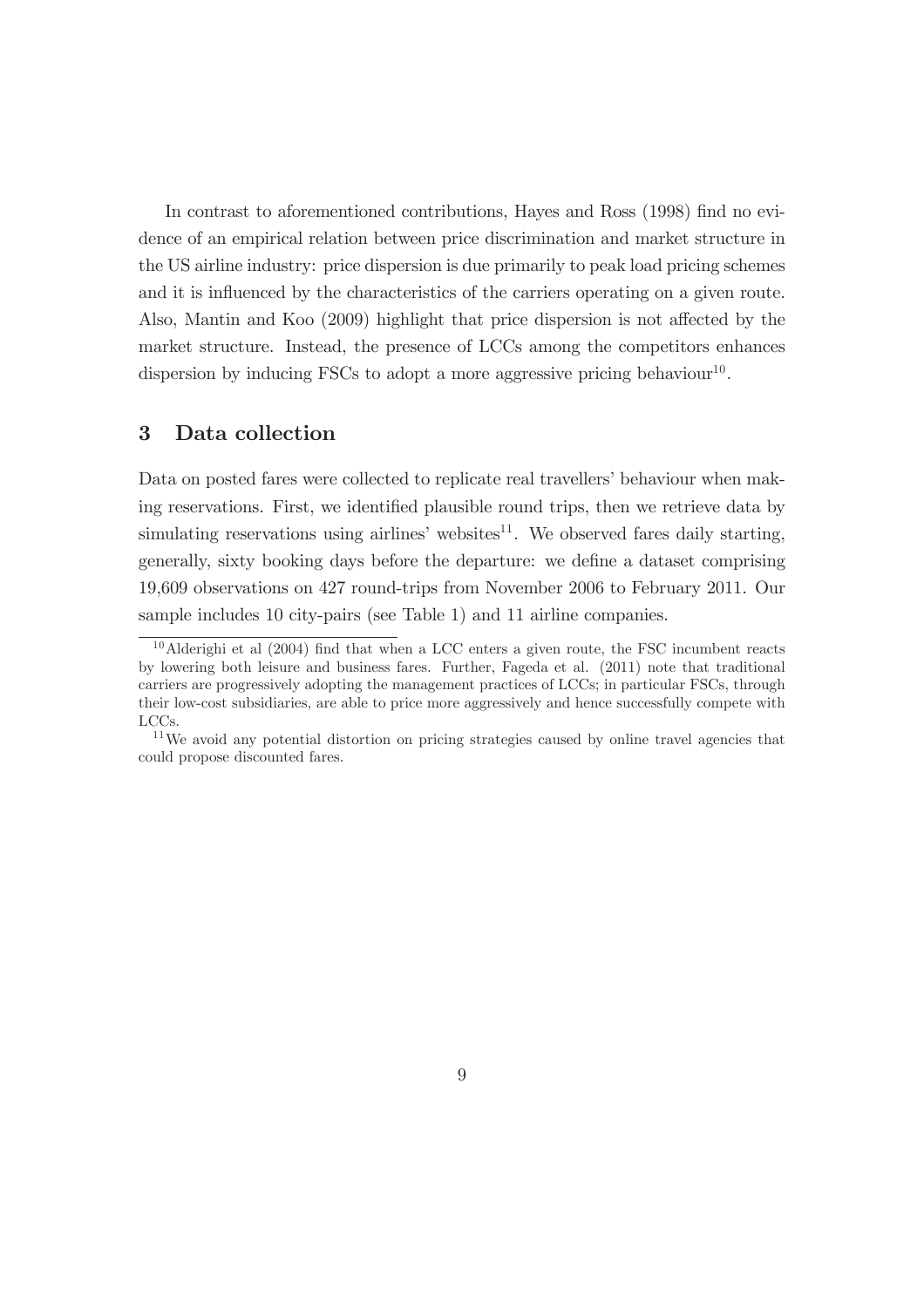In contrast to aforementioned contributions, Hayes and Ross (1998) find no evidence of an empirical relation between price discrimination and market structure in the US airline industry: price dispersion is due primarily to peak load pricing schemes and it is influenced by the characteristics of the carriers operating on a given route. Also, Mantin and Koo (2009) highlight that price dispersion is not affected by the market structure. Instead, the presence of LCCs among the competitors enhances dispersion by inducing FSCs to adopt a more aggressive pricing behaviour[10].

## 3 Data collection

Data on posted fares were collected to replicate real travellers' behaviour when making reservations. First, we identified plausible round trips, then we retrieve data by simulating reservations using airlines' websites[11]. We observed fares daily starting, generally, sixty booking days before the departure: we define a dataset comprising 19,609 observations on 427 round-trips from November 2006 to February 2011. Our sample includes 10 city-pairs (see Table 1) and 11 airline companies.

[10] Alderighi et al (2004) find that when a LCC enters a given route, the FSC incumbent reacts by lowering both leisure and business fares. Further, Fageda et al. (2011) note that traditional carriers are progressively adopting the management practices of LCCs; in particular FSCs, through their low-cost subsidiaries, are able to price more aggressively and hence successfully compete with LCCs.

[11] We avoid any potential distortion on pricing strategies caused by online travel agencies that could propose discounted fares.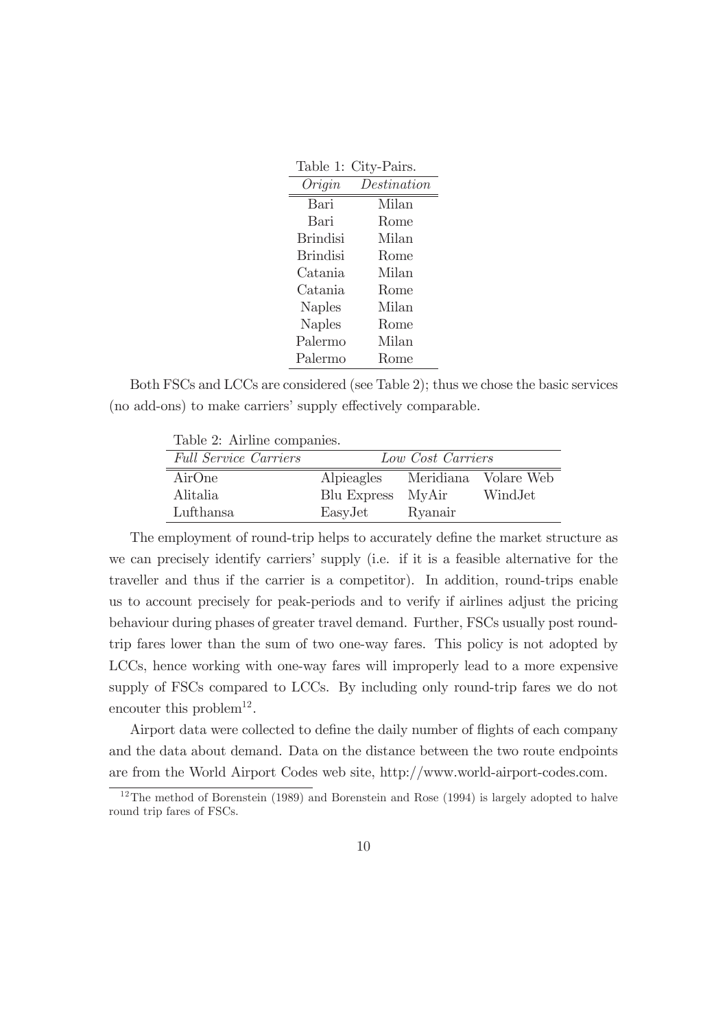Table 1: City-Pairs.

| *Origin* | *Destination* |
|---|---|
| Bari | Milan |
| Bari | Rome |
| Brindisi | Milan |
| Brindisi | Rome |
| Catania | Milan |
| Catania | Rome |
| Naples | Milan |
| Naples | Rome |
| Palermo | Milan |
| Palermo | Rome |

Both FSCs and LCCs are considered (see Table 2); thus we chose the basic services (no add-ons) to make carriers' supply effectively comparable.

Table 2: Airline companies.

| *Full Service Carriers* | *Low Cost Carriers* | | |
|---|---|---|---|
| AirOne | Alpieagles | Meridiana | Volare Web |
| Alitalia | Blu Express | MyAir | WindJet |
| Lufthansa | EasyJet | Ryanair | |

The employment of round-trip helps to accurately define the market structure as we can precisely identify carriers' supply (i.e. if it is a feasible alternative for the traveller and thus if the carrier is a competitor). In addition, round-trips enable us to account precisely for peak-periods and to verify if airlines adjust the pricing behaviour during phases of greater travel demand. Further, FSCs usually post round-trip fares lower than the sum of two one-way fares. This policy is not adopted by LCCs, hence working with one-way fares will improperly lead to a more expensive supply of FSCs compared to LCCs. By including only round-trip fares we do not encouter this problem[12].

Airport data were collected to define the daily number of flights of each company and the data about demand. Data on the distance between the two route endpoints are from the World Airport Codes web site, http://www.world-airport-codes.com.

[12] The method of Borenstein (1989) and Borenstein and Rose (1994) is largely adopted to halve round trip fares of FSCs.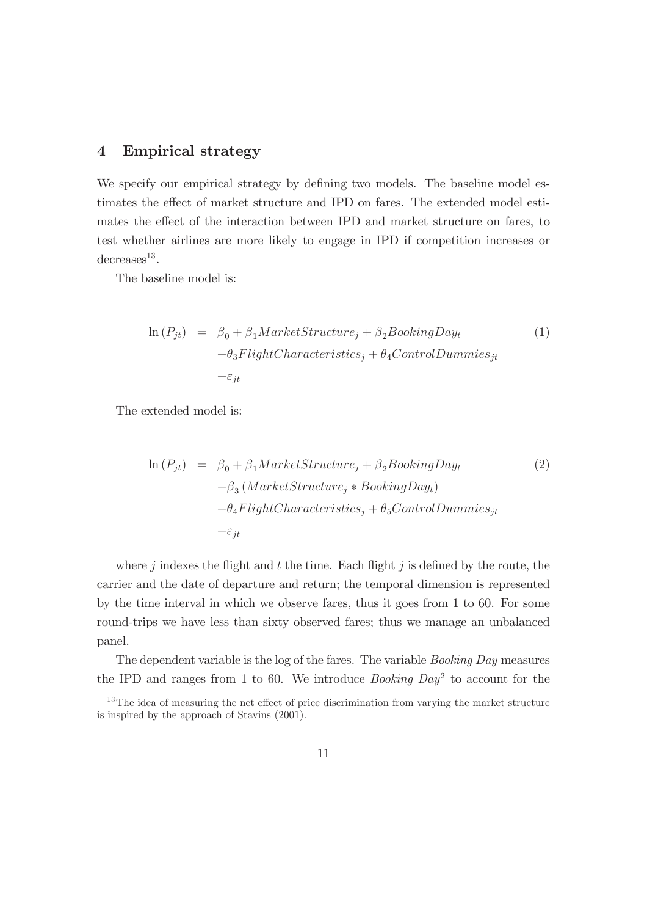## 4 Empirical strategy

We specify our empirical strategy by defining two models. The baseline model estimates the effect of market structure and IPD on fares. The extended model estimates the effect of the interaction between IPD and market structure on fares, to test whether airlines are more likely to engage in IPD if competition increases or decreases[13].

The baseline model is:

$$
\begin{aligned}
\ln(P_{jt}) = \; & \beta_0 + \beta_1 MarketStructure_j + \beta_2 BookingDay_t \\
& + \theta_3 FlightCharacteristics_j + \theta_4 ControlDummies_{jt} \\
& + \varepsilon_{jt}
\end{aligned}
\tag{1}
$$

The extended model is:

$$
\begin{aligned}
\ln(P_{jt}) = \; & \beta_0 + \beta_1 MarketStructure_j + \beta_2 BookingDay_t \\
& + \beta_3 (MarketStructure_j * BookingDay_t) \\
& + \theta_4 FlightCharacteristics_j + \theta_5 ControlDummies_{jt} \\
& + \varepsilon_{jt}
\end{aligned}
\tag{2}
$$

where $j$ indexes the flight and $t$ the time. Each flight $j$ is defined by the route, the carrier and the date of departure and return; the temporal dimension is represented by the time interval in which we observe fares, thus it goes from 1 to 60. For some round-trips we have less than sixty observed fares; thus we manage an unbalanced panel.

The dependent variable is the log of the fares. The variable *Booking Day* measures the IPD and ranges from 1 to 60. We introduce *Booking Day*$^2$ to account for the

[13] The idea of measuring the net effect of price discrimination from varying the market structure is inspired by the approach of Stavins (2001).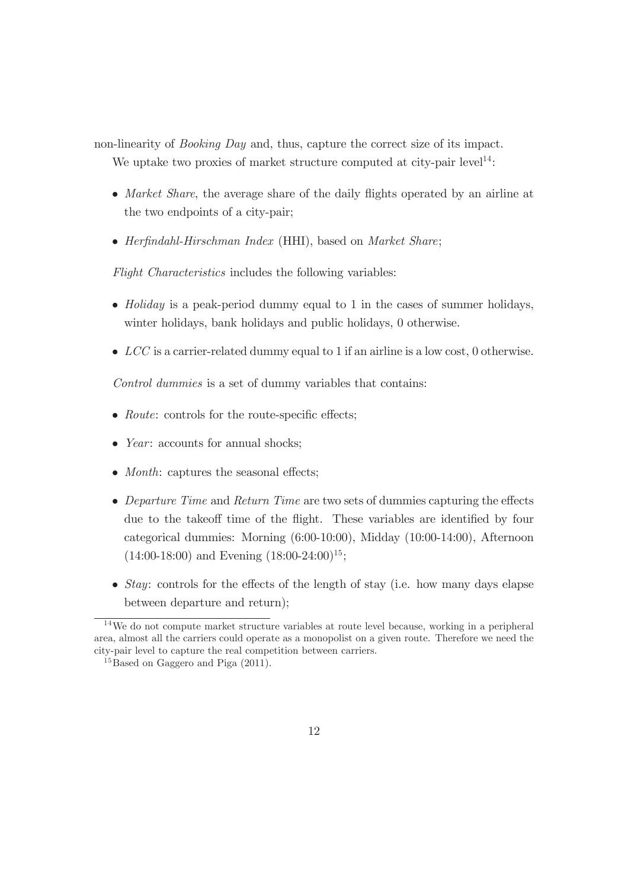non-linearity of *Booking Day* and, thus, capture the correct size of its impact.

We uptake two proxies of market structure computed at city-pair level[14]:

- *Market Share*, the average share of the daily flights operated by an airline at the two endpoints of a city-pair;
- *Herfindahl-Hirschman Index* (HHI), based on *Market Share*;

*Flight Characteristics* includes the following variables:

- *Holiday* is a peak-period dummy equal to 1 in the cases of summer holidays, winter holidays, bank holidays and public holidays, 0 otherwise.
- *LCC* is a carrier-related dummy equal to 1 if an airline is a low cost, 0 otherwise.

*Control dummies* is a set of dummy variables that contains:

- *Route*: controls for the route-specific effects;
- *Year*: accounts for annual shocks;
- *Month*: captures the seasonal effects;
- *Departure Time* and *Return Time* are two sets of dummies capturing the effects due to the takeoff time of the flight. These variables are identified by four categorical dummies: Morning (6:00-10:00), Midday (10:00-14:00), Afternoon (14:00-18:00) and Evening (18:00-24:00)[15];
- *Stay*: controls for the effects of the length of stay (i.e. how many days elapse between departure and return);

[14] We do not compute market structure variables at route level because, working in a peripheral area, almost all the carriers could operate as a monopolist on a given route. Therefore we need the city-pair level to capture the real competition between carriers.

[15] Based on Gaggero and Piga (2011).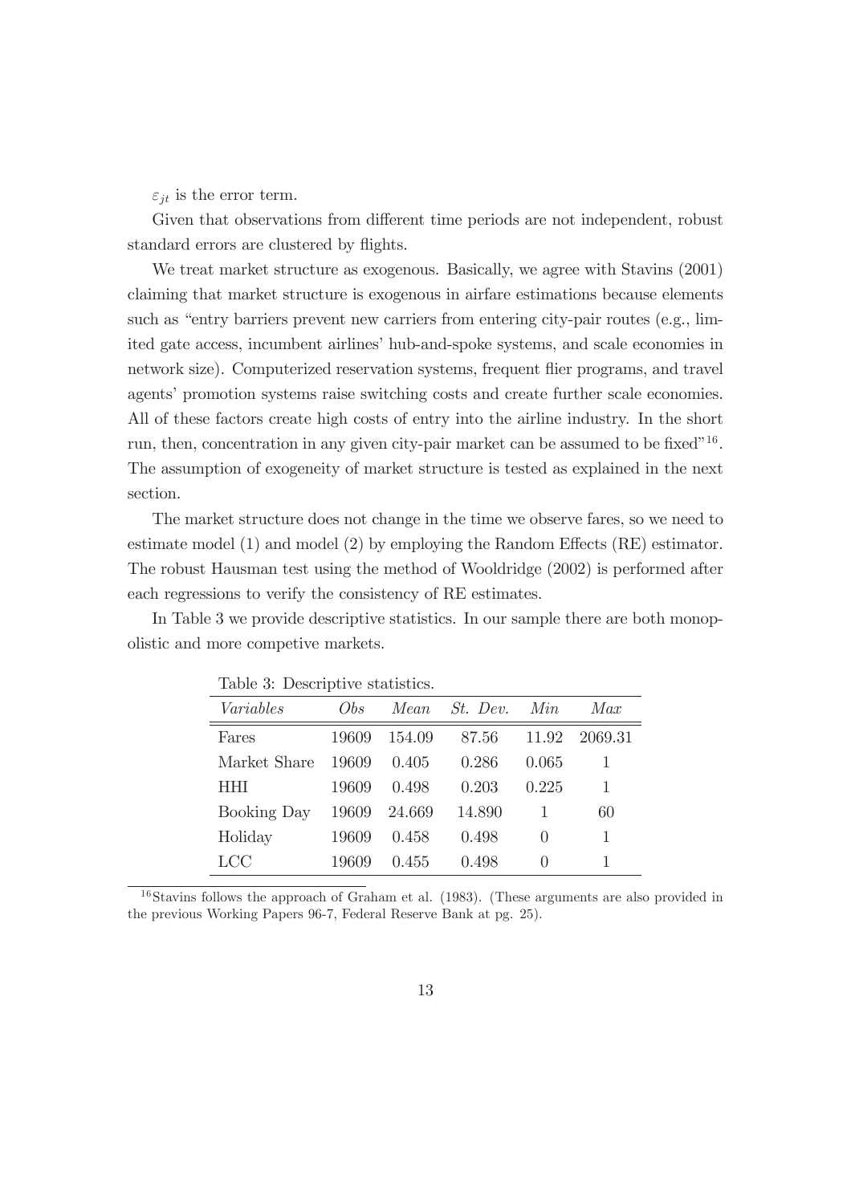$\varepsilon_{jt}$ is the error term.

Given that observations from different time periods are not independent, robust standard errors are clustered by flights.

We treat market structure as exogenous. Basically, we agree with Stavins (2001) claiming that market structure is exogenous in airfare estimations because elements such as "entry barriers prevent new carriers from entering city-pair routes (e.g., limited gate access, incumbent airlines' hub-and-spoke systems, and scale economies in network size). Computerized reservation systems, frequent flier programs, and travel agents' promotion systems raise switching costs and create further scale economies. All of these factors create high costs of entry into the airline industry. In the short run, then, concentration in any given city-pair market can be assumed to be fixed"[16]. The assumption of exogeneity of market structure is tested as explained in the next section.

The market structure does not change in the time we observe fares, so we need to estimate model (1) and model (2) by employing the Random Effects (RE) estimator. The robust Hausman test using the method of Wooldridge (2002) is performed after each regressions to verify the consistency of RE estimates.

In Table 3 we provide descriptive statistics. In our sample there are both monopolistic and more competive markets.

Table 3: Descriptive statistics.

| *Variables* | *Obs* | *Mean* | *St. Dev.* | *Min* | *Max* |
|---|---|---|---|---|---|
| Fares | 19609 | 154.09 | 87.56 | 11.92 | 2069.31 |
| Market Share | 19609 | 0.405 | 0.286 | 0.065 | 1 |
| HHI | 19609 | 0.498 | 0.203 | 0.225 | 1 |
| Booking Day | 19609 | 24.669 | 14.890 | 1 | 60 |
| Holiday | 19609 | 0.458 | 0.498 | 0 | 1 |
| LCC | 19609 | 0.455 | 0.498 | 0 | 1 |

[16] Stavins follows the approach of Graham et al. (1983). (These arguments are also provided in the previous Working Papers 96-7, Federal Reserve Bank at pg. 25).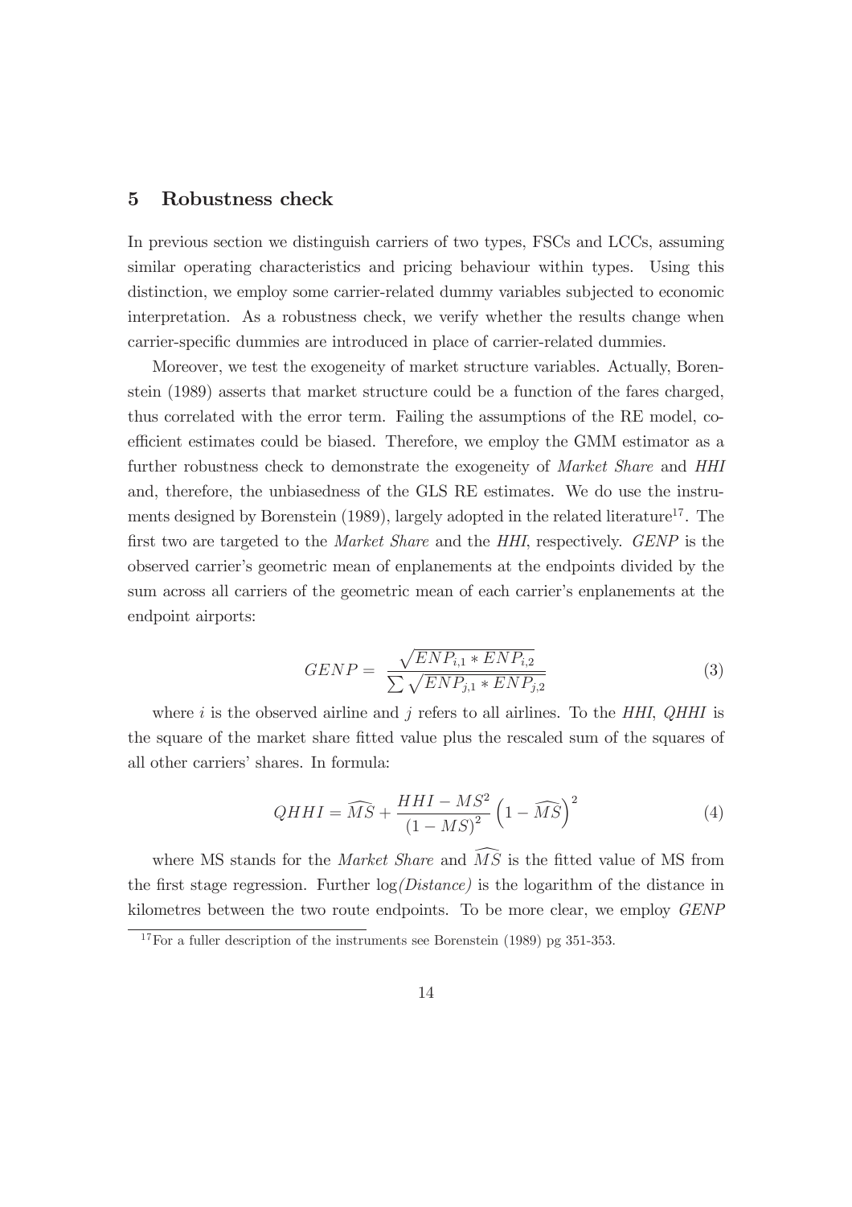## 5 Robustness check

In previous section we distinguish carriers of two types, FSCs and LCCs, assuming similar operating characteristics and pricing behaviour within types. Using this distinction, we employ some carrier-related dummy variables subjected to economic interpretation. As a robustness check, we verify whether the results change when carrier-specific dummies are introduced in place of carrier-related dummies.

Moreover, we test the exogeneity of market structure variables. Actually, Borenstein (1989) asserts that market structure could be a function of the fares charged, thus correlated with the error term. Failing the assumptions of the RE model, coefficient estimates could be biased. Therefore, we employ the GMM estimator as a further robustness check to demonstrate the exogeneity of *Market Share* and *HHI* and, therefore, the unbiasedness of the GLS RE estimates. We do use the instruments designed by Borenstein (1989), largely adopted in the related literature[17]. The first two are targeted to the *Market Share* and the *HHI*, respectively. *GENP* is the observed carrier's geometric mean of enplanements at the endpoints divided by the sum across all carriers of the geometric mean of each carrier's enplanements at the endpoint airports:

$$GENP = \frac{\sqrt{ENP_{i,1} * ENP_{i,2}}}{\sum \sqrt{ENP_{j,1} * ENP_{j,2}}} \tag{3}$$

where $i$ is the observed airline and $j$ refers to all airlines. To the *HHI*, *QHHI* is the square of the market share fitted value plus the rescaled sum of the squares of all other carriers' shares. In formula:

$$QHHI = \widehat{MS} + \frac{HHI - MS^2}{(1 - MS)^2} \left(1 - \widehat{MS}\right)^2 \tag{4}$$

where MS stands for the *Market Share* and $\widehat{MS}$ is the fitted value of MS from the first stage regression. Further log*(Distance)* is the logarithm of the distance in kilometres between the two route endpoints. To be more clear, we employ *GENP*

[17] For a fuller description of the instruments see Borenstein (1989) pg 351-353.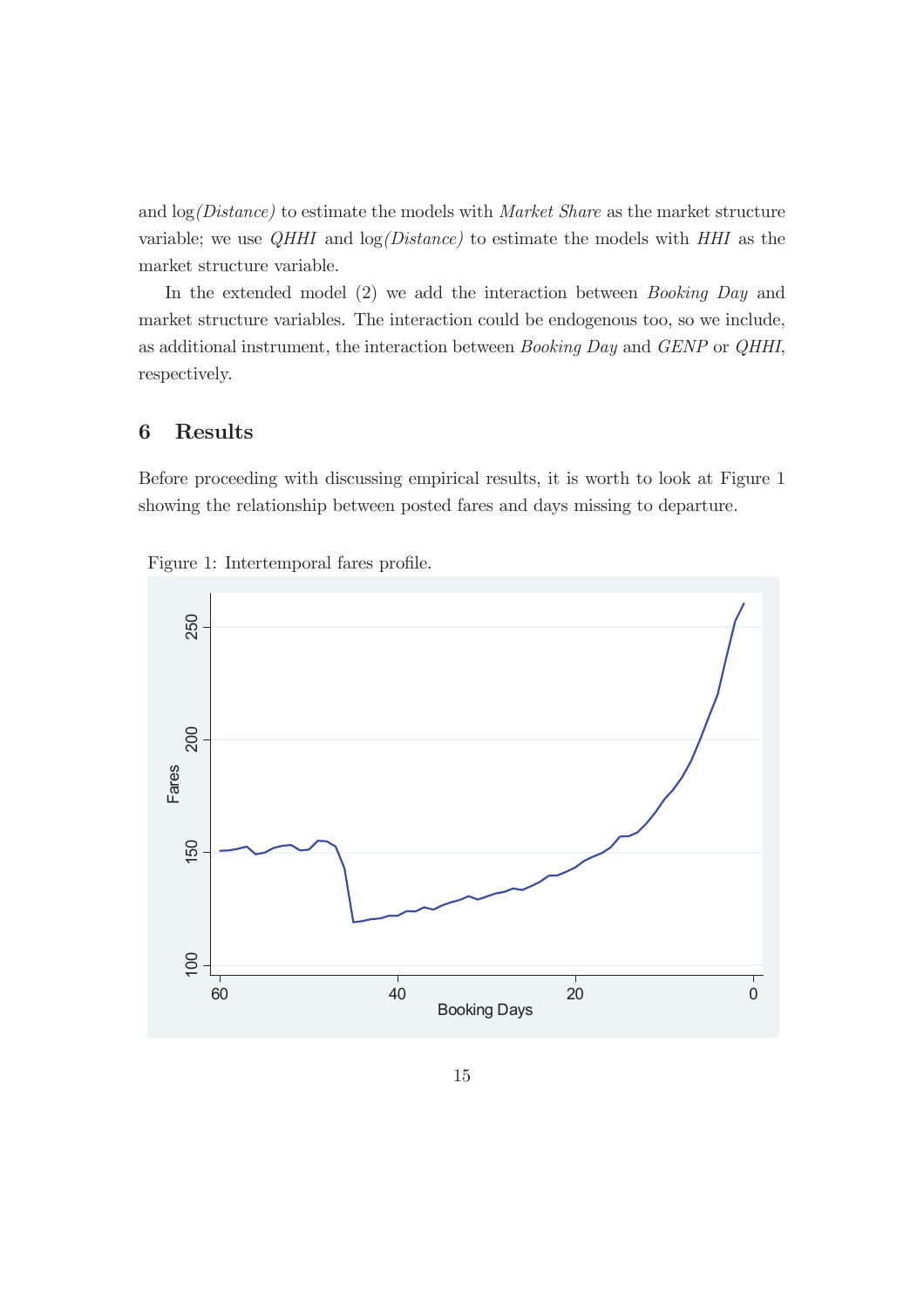and log*(Distance)* to estimate the models with *Market Share* as the market structure variable; we use *QHHI* and log*(Distance)* to estimate the models with *HHI* as the market structure variable.

In the extended model (2) we add the interaction between *Booking Day* and market structure variables. The interaction could be endogenous too, so we include, as additional instrument, the interaction between *Booking Day* and *GENP* or *QHHI*, respectively.

## 6 Results

Before proceeding with discussing empirical results, it is worth to look at Figure 1 showing the relationship between posted fares and days missing to departure.

Figure 1: Intertemporal fares profile.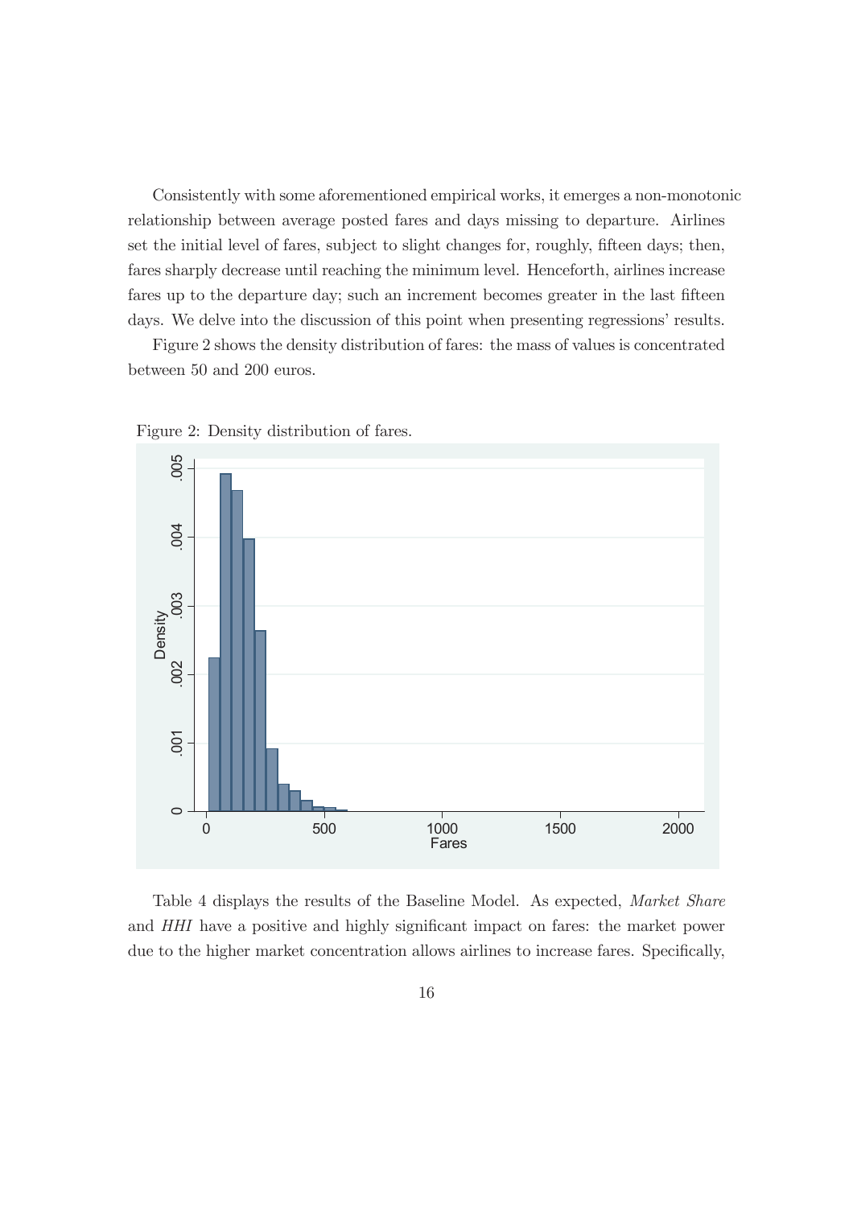Consistently with some aforementioned empirical works, it emerges a non-monotonic relationship between average posted fares and days missing to departure. Airlines set the initial level of fares, subject to slight changes for, roughly, fifteen days; then, fares sharply decrease until reaching the minimum level. Henceforth, airlines increase fares up to the departure day; such an increment becomes greater in the last fifteen days. We delve into the discussion of this point when presenting regressions' results.

Figure 2 shows the density distribution of fares: the mass of values is concentrated between 50 and 200 euros.

Figure 2: Density distribution of fares.

Table 4 displays the results of the Baseline Model. As expected, *Market Share* and *HHI* have a positive and highly significant impact on fares: the market power due to the higher market concentration allows airlines to increase fares. Specifically,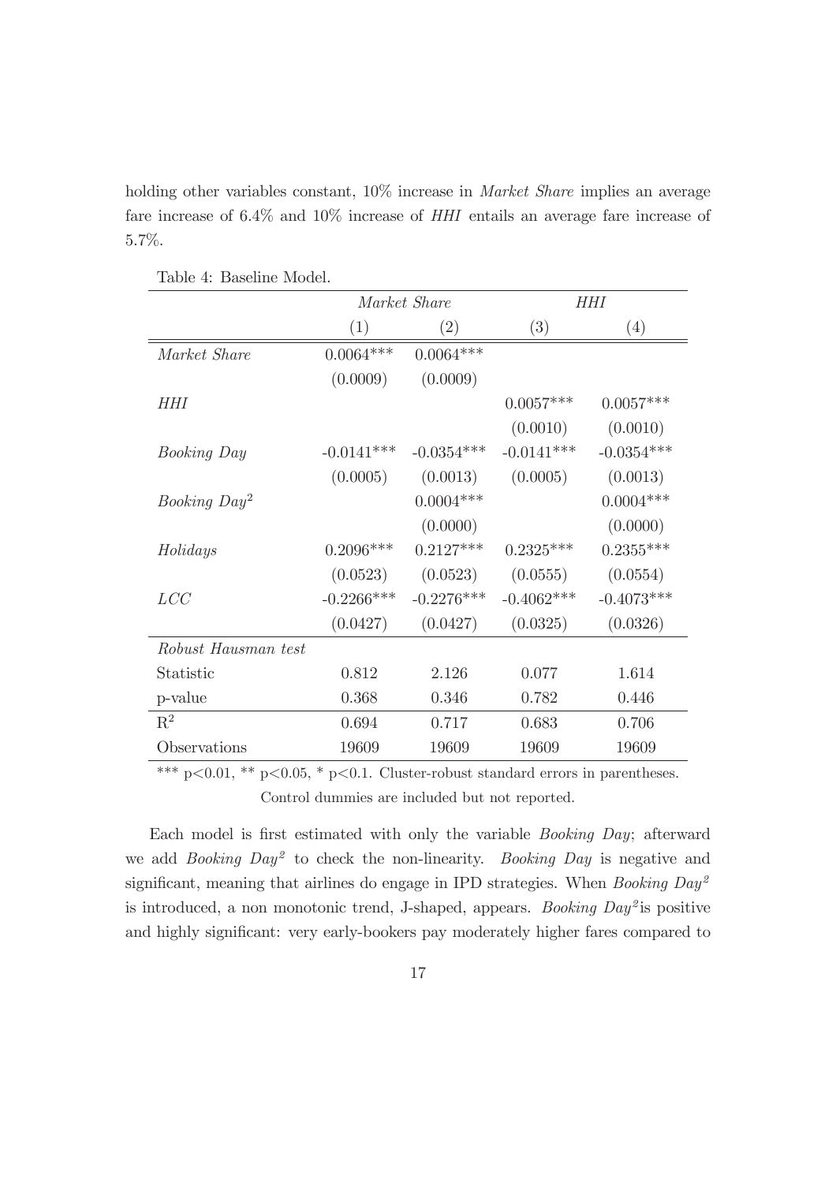holding other variables constant, 10% increase in *Market Share* implies an average fare increase of 6.4% and 10% increase of *HHI* entails an average fare increase of 5.7%.

Table 4: Baseline Model.

| | *Market Share* | | *HHI* | |
|---|---|---|---|---|
| | (1) | (2) | (3) | (4) |
| *Market Share* | 0.0064*** | 0.0064*** | | |
| | (0.0009) | (0.0009) | | |
| *HHI* | | | 0.0057*** | 0.0057*** |
| | | | (0.0010) | (0.0010) |
| *Booking Day* | -0.0141*** | -0.0354*** | -0.0141*** | -0.0354*** |
| | (0.0005) | (0.0013) | (0.0005) | (0.0013) |
| *Booking Day*$^2$ | | 0.0004*** | | 0.0004*** |
| | | (0.0000) | | (0.0000) |
| *Holidays* | 0.2096*** | 0.2127*** | 0.2325*** | 0.2355*** |
| | (0.0523) | (0.0523) | (0.0555) | (0.0554) |
| *LCC* | -0.2266*** | -0.2276*** | -0.4062*** | -0.4073*** |
| | (0.0427) | (0.0427) | (0.0325) | (0.0326) |
| *Robust Hausman test* | | | | |
| Statistic | 0.812 | 2.126 | 0.077 | 1.614 |
| p-value | 0.368 | 0.346 | 0.782 | 0.446 |
| $R^2$ | 0.694 | 0.717 | 0.683 | 0.706 |
| Observations | 19609 | 19609 | 19609 | 19609 |

*** p<0.01, ** p<0.05, * p<0.1. Cluster-robust standard errors in parentheses.
Control dummies are included but not reported.

Each model is first estimated with only the variable *Booking Day*; afterward we add *Booking Day*$^2$ to check the non-linearity. *Booking Day* is negative and significant, meaning that airlines do engage in IPD strategies. When *Booking Day*$^2$ is introduced, a non monotonic trend, J-shaped, appears. *Booking Day*$^2$ is positive and highly significant: very early-bookers pay moderately higher fares compared to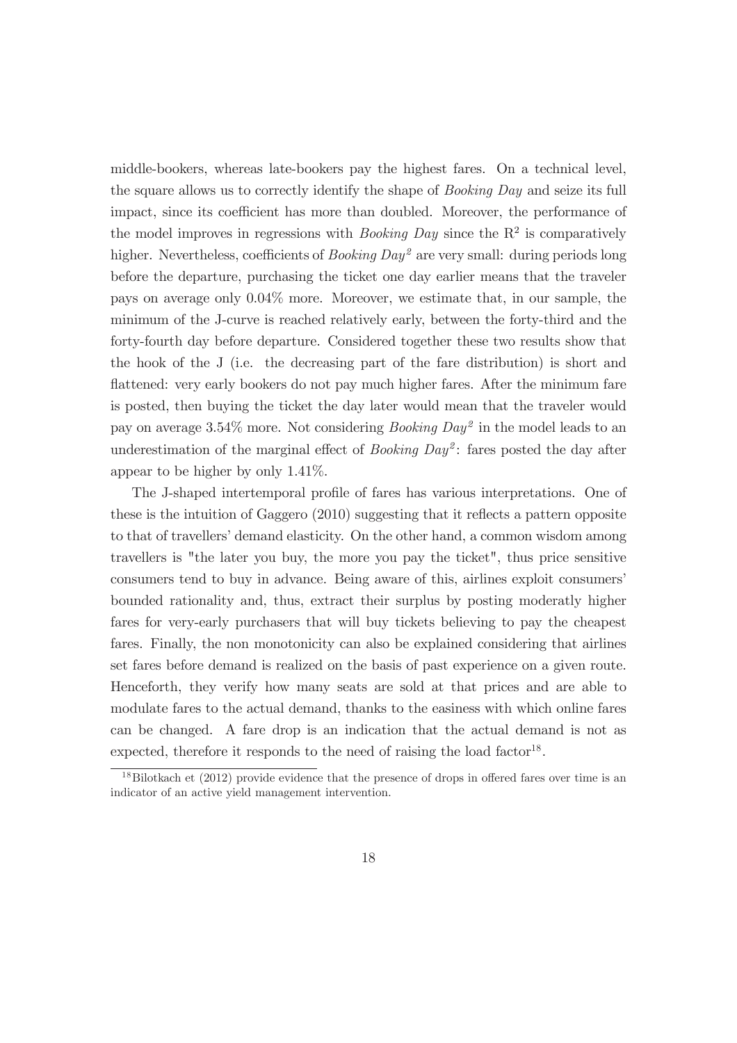middle-bookers, whereas late-bookers pay the highest fares. On a technical level, the square allows us to correctly identify the shape of *Booking Day* and seize its full impact, since its coefficient has more than doubled. Moreover, the performance of the model improves in regressions with *Booking Day* since the $R^2$ is comparatively higher. Nevertheless, coefficients of *Booking Day$^2$* are very small: during periods long before the departure, purchasing the ticket one day earlier means that the traveler pays on average only 0.04% more. Moreover, we estimate that, in our sample, the minimum of the J-curve is reached relatively early, between the forty-third and the forty-fourth day before departure. Considered together these two results show that the hook of the J (i.e. the decreasing part of the fare distribution) is short and flattened: very early bookers do not pay much higher fares. After the minimum fare is posted, then buying the ticket the day later would mean that the traveler would pay on average 3.54% more. Not considering *Booking Day$^2$* in the model leads to an underestimation of the marginal effect of *Booking Day$^2$*: fares posted the day after appear to be higher by only 1.41%.

The J-shaped intertemporal profile of fares has various interpretations. One of these is the intuition of Gaggero (2010) suggesting that it reflects a pattern opposite to that of travellers' demand elasticity. On the other hand, a common wisdom among travellers is "the later you buy, the more you pay the ticket", thus price sensitive consumers tend to buy in advance. Being aware of this, airlines exploit consumers' bounded rationality and, thus, extract their surplus by posting moderatly higher fares for very-early purchasers that will buy tickets believing to pay the cheapest fares. Finally, the non monotonicity can also be explained considering that airlines set fares before demand is realized on the basis of past experience on a given route. Henceforth, they verify how many seats are sold at that prices and are able to modulate fares to the actual demand, thanks to the easiness with which online fares can be changed. A fare drop is an indication that the actual demand is not as expected, therefore it responds to the need of raising the load factor[18].

[18] Bilotkach et (2012) provide evidence that the presence of drops in offered fares over time is an indicator of an active yield management intervention.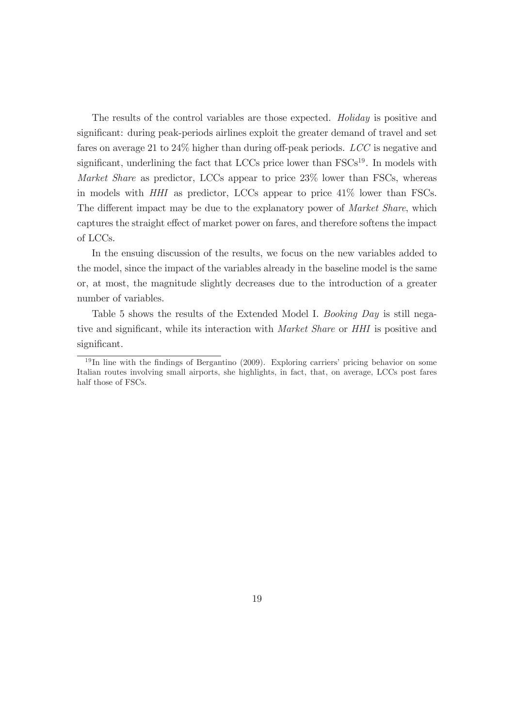The results of the control variables are those expected. *Holiday* is positive and significant: during peak-periods airlines exploit the greater demand of travel and set fares on average 21 to 24% higher than during off-peak periods. *LCC* is negative and significant, underlining the fact that LCCs price lower than FSCs[19]. In models with *Market Share* as predictor, LCCs appear to price 23% lower than FSCs, whereas in models with *HHI* as predictor, LCCs appear to price 41% lower than FSCs. The different impact may be due to the explanatory power of *Market Share*, which captures the straight effect of market power on fares, and therefore softens the impact of LCCs.

In the ensuing discussion of the results, we focus on the new variables added to the model, since the impact of the variables already in the baseline model is the same or, at most, the magnitude slightly decreases due to the introduction of a greater number of variables.

Table 5 shows the results of the Extended Model I. *Booking Day* is still negative and significant, while its interaction with *Market Share* or *HHI* is positive and significant.

[19] In line with the findings of Bergantino (2009). Exploring carriers' pricing behavior on some Italian routes involving small airports, she highlights, in fact, that, on average, LCCs post fares half those of FSCs.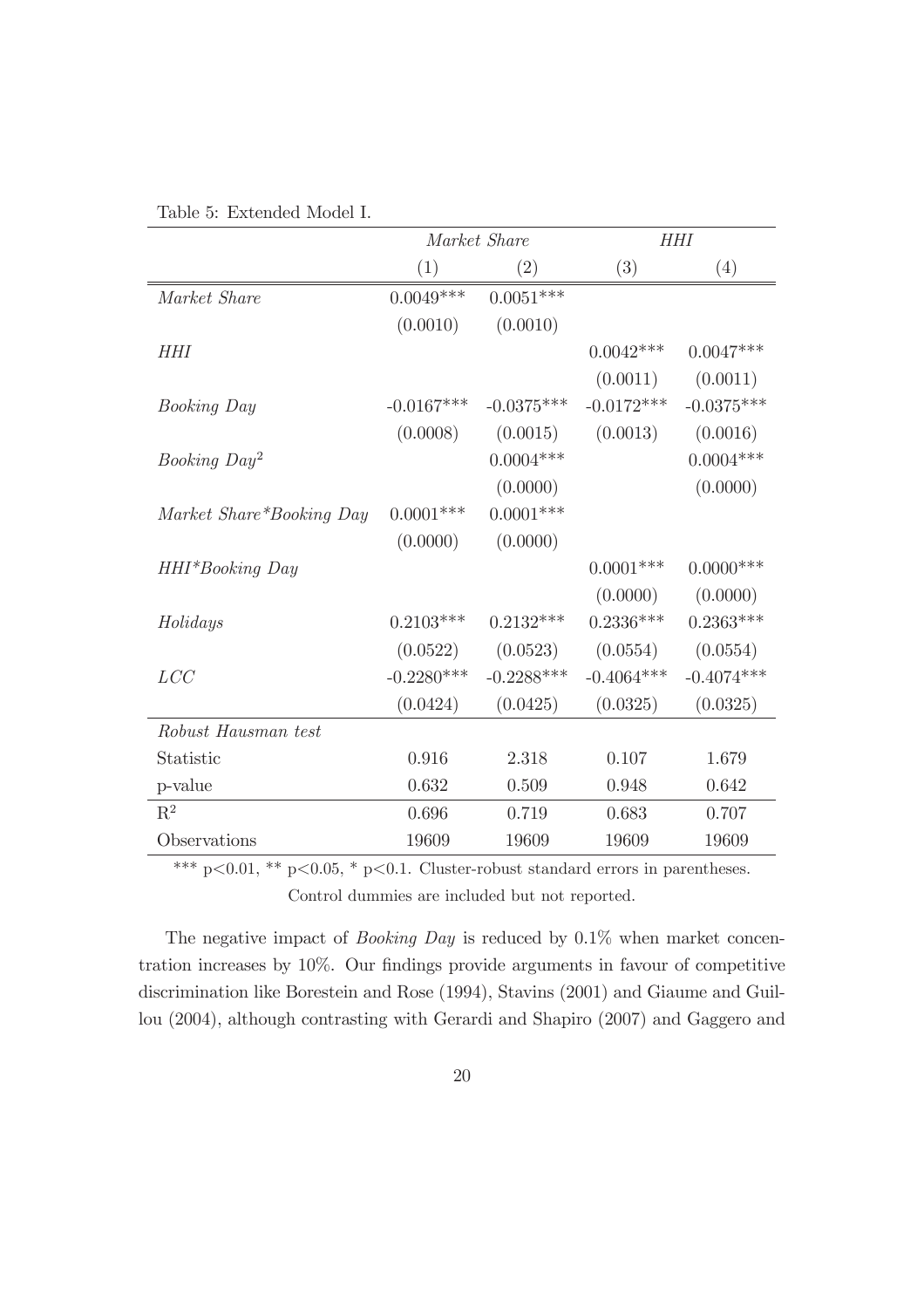Table 5: Extended Model I.

| | *Market Share* | | *HHI* | |
|---|---|---|---|---|
| | (1) | (2) | (3) | (4) |
| *Market Share* | 0.0049*** | 0.0051*** | | |
| | (0.0010) | (0.0010) | | |
| *HHI* | | | 0.0042*** | 0.0047*** |
| | | | (0.0011) | (0.0011) |
| *Booking Day* | -0.0167*** | -0.0375*** | -0.0172*** | -0.0375*** |
| | (0.0008) | (0.0015) | (0.0013) | (0.0016) |
| *Booking Day*$^2$ | | 0.0004*** | | 0.0004*** |
| | | (0.0000) | | (0.0000) |
| *Market Share*Booking Day* | 0.0001*** | 0.0001*** | | |
| | (0.0000) | (0.0000) | | |
| *HHI*Booking Day* | | | 0.0001*** | 0.0000*** |
| | | | (0.0000) | (0.0000) |
| *Holidays* | 0.2103*** | 0.2132*** | 0.2336*** | 0.2363*** |
| | (0.0522) | (0.0523) | (0.0554) | (0.0554) |
| *LCC* | -0.2280*** | -0.2288*** | -0.4064*** | -0.4074*** |
| | (0.0424) | (0.0425) | (0.0325) | (0.0325) |
| *Robust Hausman test* | | | | |
| Statistic | 0.916 | 2.318 | 0.107 | 1.679 |
| p-value | 0.632 | 0.509 | 0.948 | 0.642 |
| $R^2$ | 0.696 | 0.719 | 0.683 | 0.707 |
| Observations | 19609 | 19609 | 19609 | 19609 |

*** p<0.01, ** p<0.05, * p<0.1. Cluster-robust standard errors in parentheses. Control dummies are included but not reported.

The negative impact of *Booking Day* is reduced by 0.1% when market concentration increases by 10%. Our findings provide arguments in favour of competitive discrimination like Borestein and Rose (1994), Stavins (2001) and Giaume and Guillou (2004), although contrasting with Gerardi and Shapiro (2007) and Gaggero and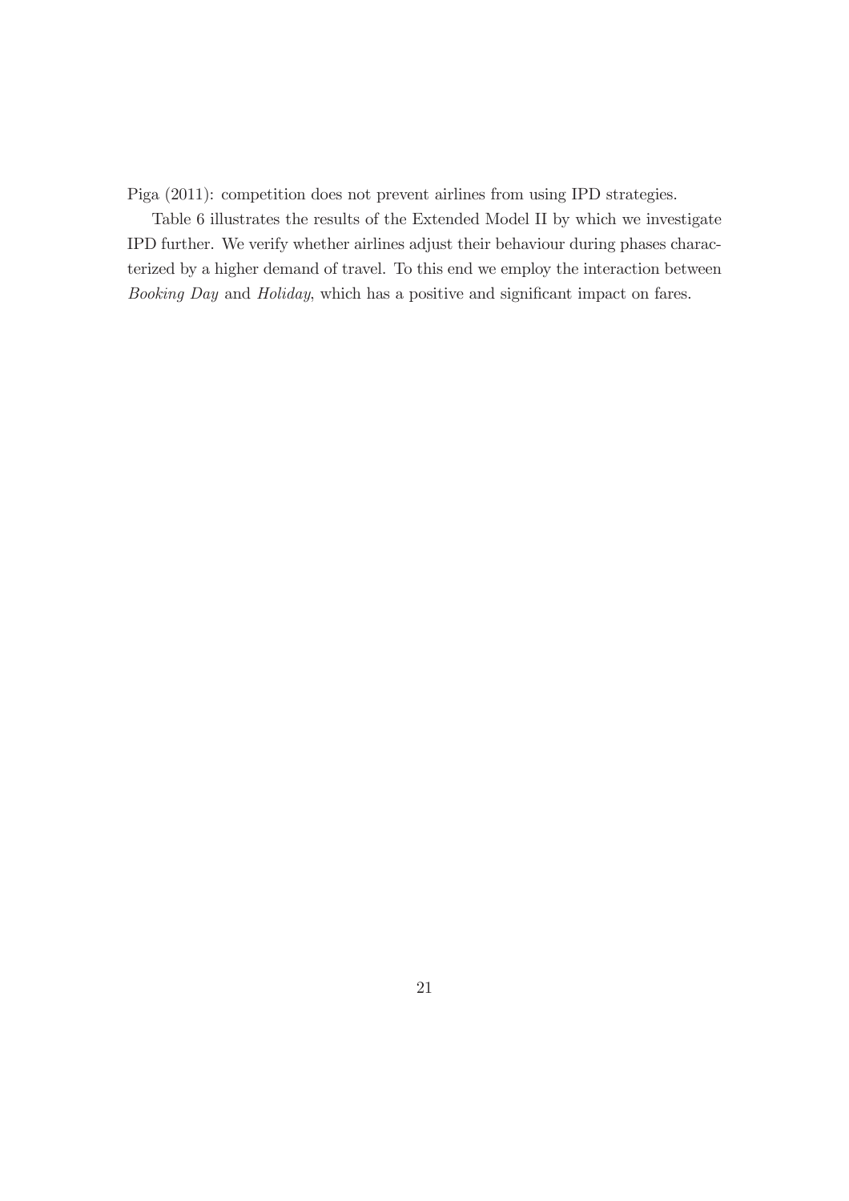Piga (2011): competition does not prevent airlines from using IPD strategies.

Table 6 illustrates the results of the Extended Model II by which we investigate IPD further. We verify whether airlines adjust their behaviour during phases characterized by a higher demand of travel. To this end we employ the interaction between *Booking Day* and *Holiday*, which has a positive and significant impact on fares.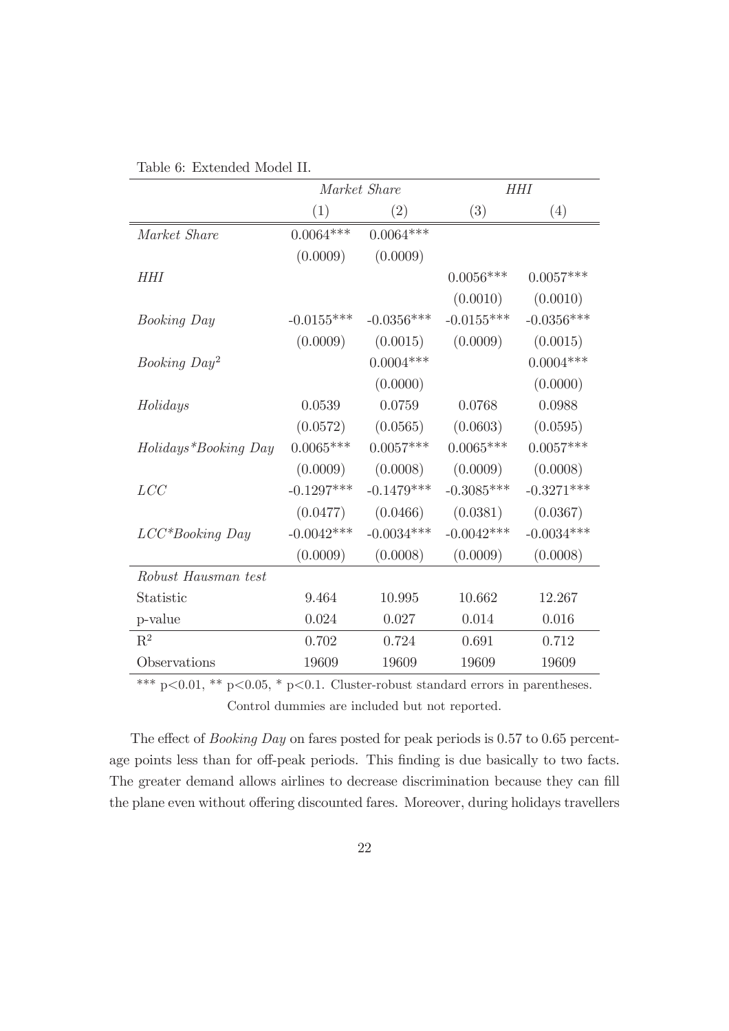Table 6: Extended Model II.

| | *Market Share* | | *HHI* | |
|---|---|---|---|---|
| | (1) | (2) | (3) | (4) |
| *Market Share* | 0.0064*** | 0.0064*** | | |
| | (0.0009) | (0.0009) | | |
| *HHI* | | | 0.0056*** | 0.0057*** |
| | | | (0.0010) | (0.0010) |
| *Booking Day* | -0.0155*** | -0.0356*** | -0.0155*** | -0.0356*** |
| | (0.0009) | (0.0015) | (0.0009) | (0.0015) |
| *Booking Day*$^2$ | | 0.0004*** | | 0.0004*** |
| | | (0.0000) | | (0.0000) |
| *Holidays* | 0.0539 | 0.0759 | 0.0768 | 0.0988 |
| | (0.0572) | (0.0565) | (0.0603) | (0.0595) |
| *Holidays*Booking Day* | 0.0065*** | 0.0057*** | 0.0065*** | 0.0057*** |
| | (0.0009) | (0.0008) | (0.0009) | (0.0008) |
| *LCC* | -0.1297*** | -0.1479*** | -0.3085*** | -0.3271*** |
| | (0.0477) | (0.0466) | (0.0381) | (0.0367) |
| *LCC*Booking Day* | -0.0042*** | -0.0034*** | -0.0042*** | -0.0034*** |
| | (0.0009) | (0.0008) | (0.0009) | (0.0008) |
| *Robust Hausman test* | | | | |
| Statistic | 9.464 | 10.995 | 10.662 | 12.267 |
| p-value | 0.024 | 0.027 | 0.014 | 0.016 |
| $R^2$ | 0.702 | 0.724 | 0.691 | 0.712 |
| Observations | 19609 | 19609 | 19609 | 19609 |

*** p<0.01, ** p<0.05, * p<0.1. Cluster-robust standard errors in parentheses.
Control dummies are included but not reported.

The effect of *Booking Day* on fares posted for peak periods is 0.57 to 0.65 percentage points less than for off-peak periods. This finding is due basically to two facts. The greater demand allows airlines to decrease discrimination because they can fill the plane even without offering discounted fares. Moreover, during holidays travellers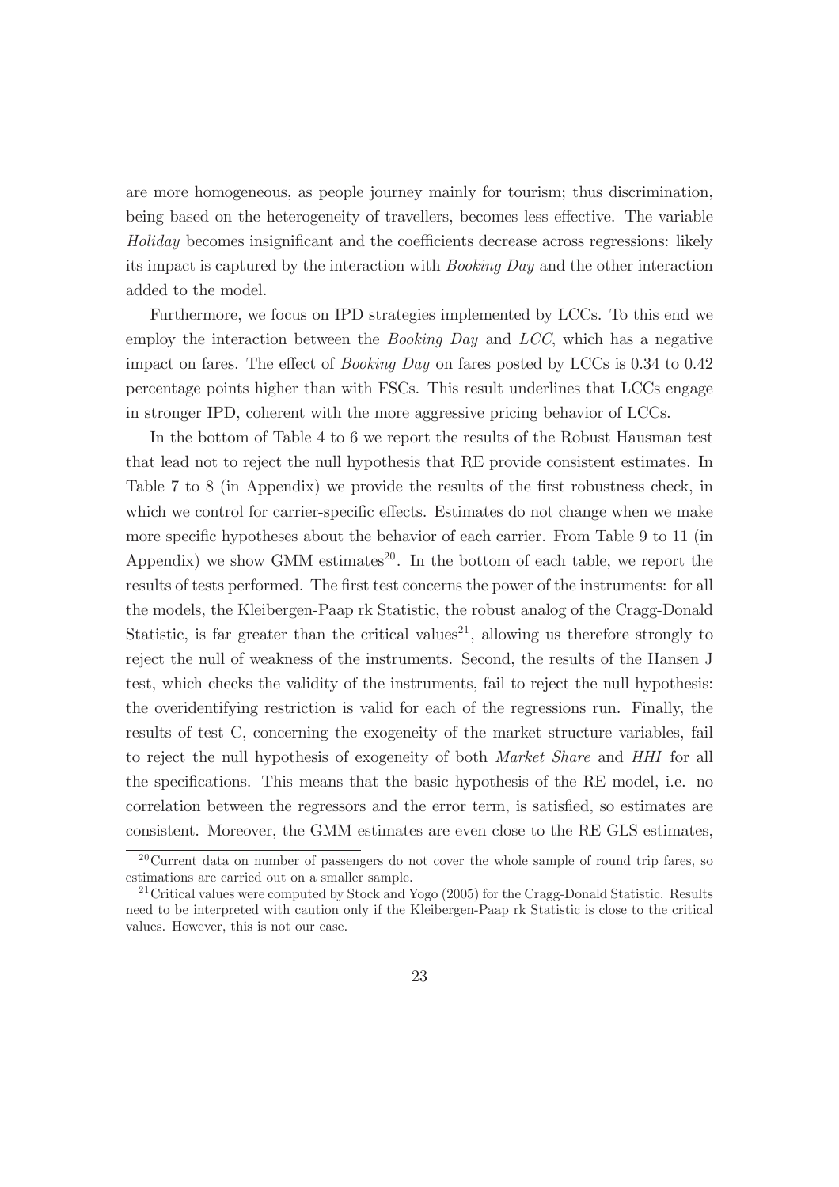are more homogeneous, as people journey mainly for tourism; thus discrimination, being based on the heterogeneity of travellers, becomes less effective. The variable *Holiday* becomes insignificant and the coefficients decrease across regressions: likely its impact is captured by the interaction with *Booking Day* and the other interaction added to the model.

Furthermore, we focus on IPD strategies implemented by LCCs. To this end we employ the interaction between the *Booking Day* and *LCC*, which has a negative impact on fares. The effect of *Booking Day* on fares posted by LCCs is 0.34 to 0.42 percentage points higher than with FSCs. This result underlines that LCCs engage in stronger IPD, coherent with the more aggressive pricing behavior of LCCs.

In the bottom of Table 4 to 6 we report the results of the Robust Hausman test that lead not to reject the null hypothesis that RE provide consistent estimates. In Table 7 to 8 (in Appendix) we provide the results of the first robustness check, in which we control for carrier-specific effects. Estimates do not change when we make more specific hypotheses about the behavior of each carrier. From Table 9 to 11 (in Appendix) we show GMM estimates[20]. In the bottom of each table, we report the results of tests performed. The first test concerns the power of the instruments: for all the models, the Kleibergen-Paap rk Statistic, the robust analog of the Cragg-Donald Statistic, is far greater than the critical values[21], allowing us therefore strongly to reject the null of weakness of the instruments. Second, the results of the Hansen J test, which checks the validity of the instruments, fail to reject the null hypothesis: the overidentifying restriction is valid for each of the regressions run. Finally, the results of test C, concerning the exogeneity of the market structure variables, fail to reject the null hypothesis of exogeneity of both *Market Share* and *HHI* for all the specifications. This means that the basic hypothesis of the RE model, i.e. no correlation between the regressors and the error term, is satisfied, so estimates are consistent. Moreover, the GMM estimates are even close to the RE GLS estimates,

[20] Current data on number of passengers do not cover the whole sample of round trip fares, so estimations are carried out on a smaller sample.

[21] Critical values were computed by Stock and Yogo (2005) for the Cragg-Donald Statistic. Results need to be interpreted with caution only if the Kleibergen-Paap rk Statistic is close to the critical values. However, this is not our case.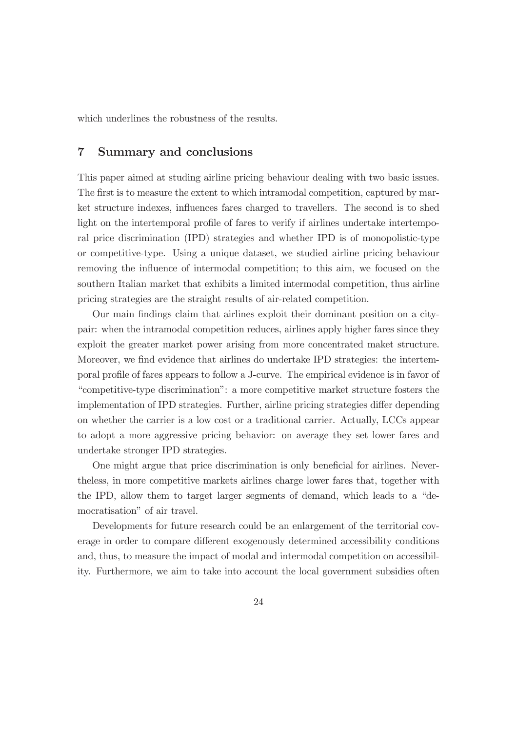which underlines the robustness of the results.

## 7 Summary and conclusions

This paper aimed at studing airline pricing behaviour dealing with two basic issues. The first is to measure the extent to which intramodal competition, captured by market structure indexes, influences fares charged to travellers. The second is to shed light on the intertemporal profile of fares to verify if airlines undertake intertemporal price discrimination (IPD) strategies and whether IPD is of monopolistic-type or competitive-type. Using a unique dataset, we studied airline pricing behaviour removing the influence of intermodal competition; to this aim, we focused on the southern Italian market that exhibits a limited intermodal competition, thus airline pricing strategies are the straight results of air-related competition.

Our main findings claim that airlines exploit their dominant position on a city-pair: when the intramodal competition reduces, airlines apply higher fares since they exploit the greater market power arising from more concentrated maket structure. Moreover, we find evidence that airlines do undertake IPD strategies: the intertemporal profile of fares appears to follow a J-curve. The empirical evidence is in favor of "competitive-type discrimination": a more competitive market structure fosters the implementation of IPD strategies. Further, airline pricing strategies differ depending on whether the carrier is a low cost or a traditional carrier. Actually, LCCs appear to adopt a more aggressive pricing behavior: on average they set lower fares and undertake stronger IPD strategies.

One might argue that price discrimination is only beneficial for airlines. Nevertheless, in more competitive markets airlines charge lower fares that, together with the IPD, allow them to target larger segments of demand, which leads to a "democratisation" of air travel.

Developments for future research could be an enlargement of the territorial coverage in order to compare different exogenously determined accessibility conditions and, thus, to measure the impact of modal and intermodal competition on accessibility. Furthermore, we aim to take into account the local government subsidies often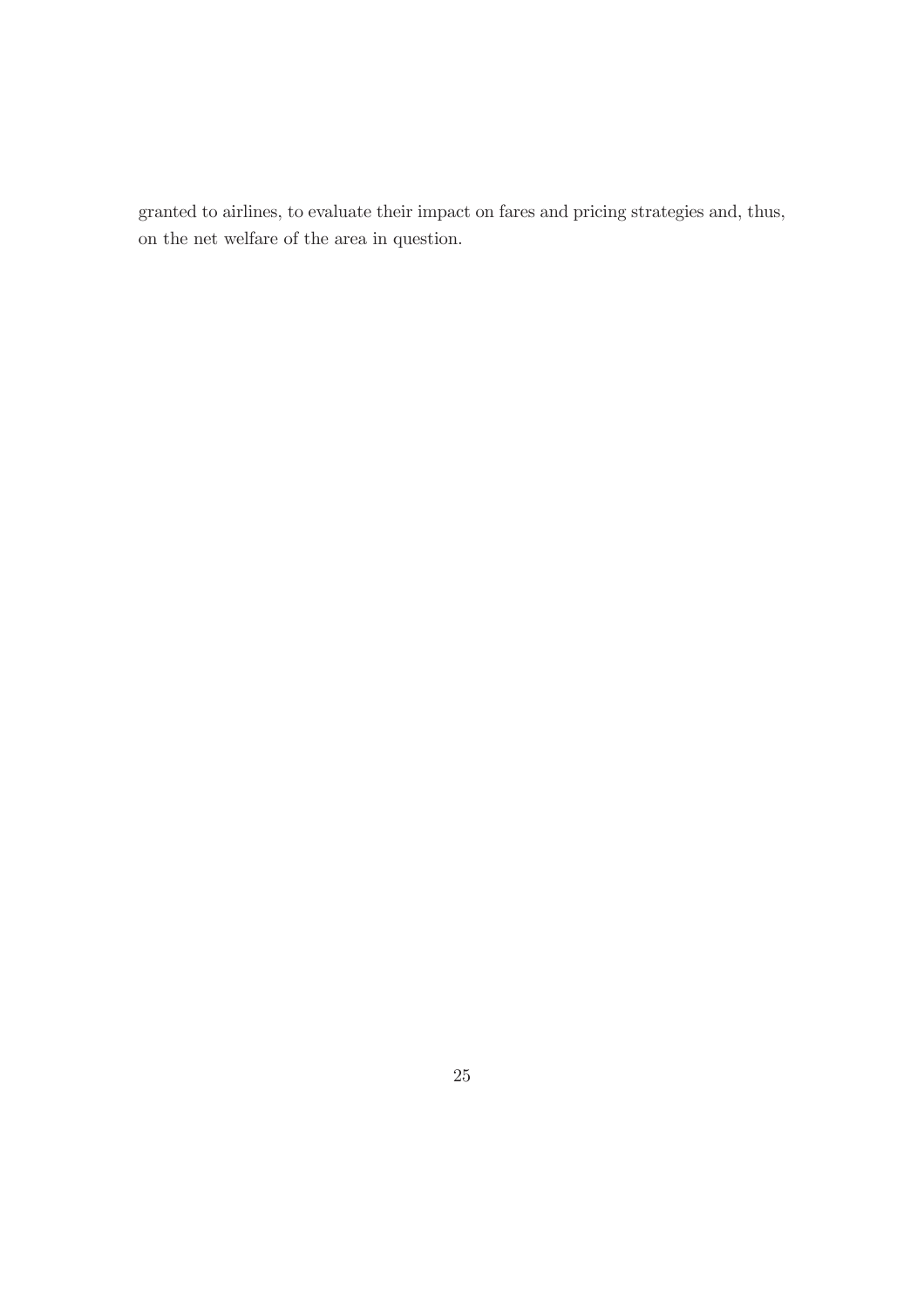granted to airlines, to evaluate their impact on fares and pricing strategies and, thus, on the net welfare of the area in question.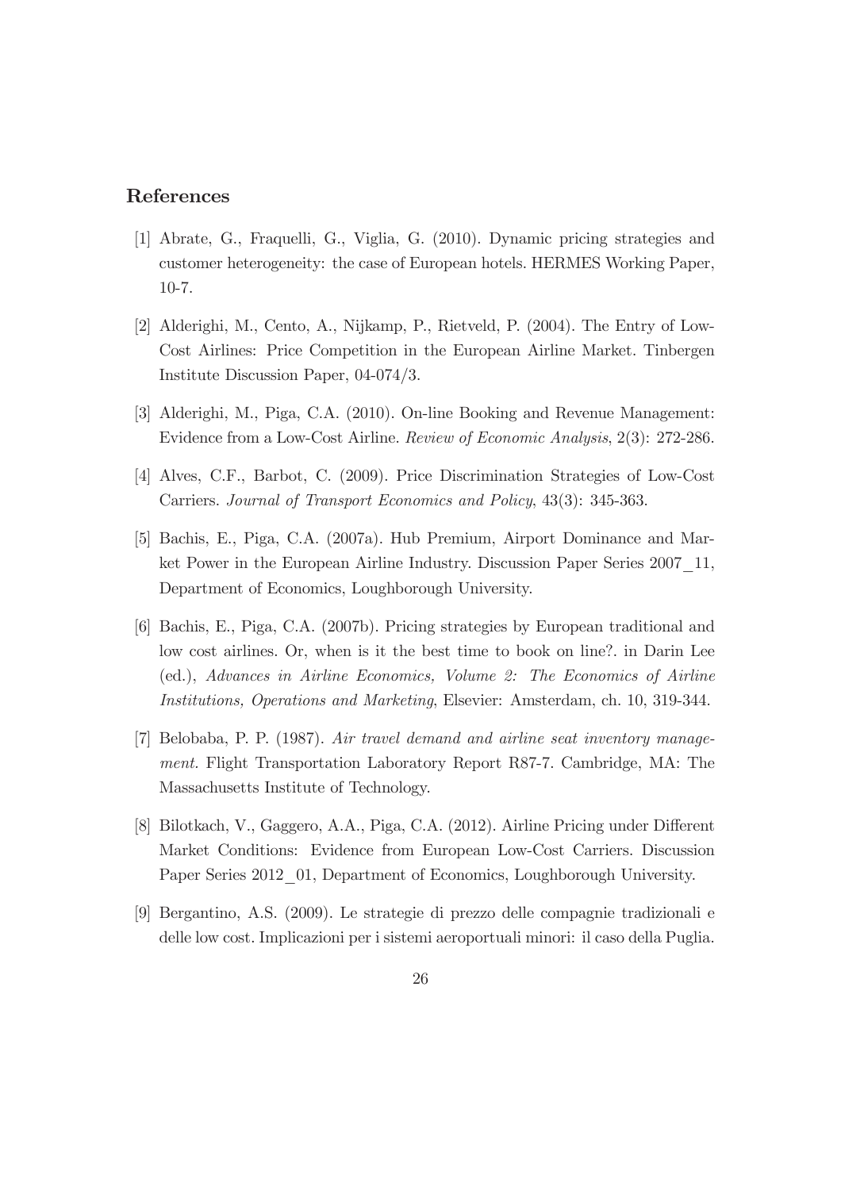## References

[1] Abrate, G., Fraquelli, G., Viglia, G. (2010). Dynamic pricing strategies and customer heterogeneity: the case of European hotels. HERMES Working Paper, 10-7.

[2] Alderighi, M., Cento, A., Nijkamp, P., Rietveld, P. (2004). The Entry of Low-Cost Airlines: Price Competition in the European Airline Market. Tinbergen Institute Discussion Paper, 04-074/3.

[3] Alderighi, M., Piga, C.A. (2010). On-line Booking and Revenue Management: Evidence from a Low-Cost Airline. *Review of Economic Analysis*, 2(3): 272-286.

[4] Alves, C.F., Barbot, C. (2009). Price Discrimination Strategies of Low-Cost Carriers. *Journal of Transport Economics and Policy*, 43(3): 345-363.

[5] Bachis, E., Piga, C.A. (2007a). Hub Premium, Airport Dominance and Market Power in the European Airline Industry. Discussion Paper Series 2007_11, Department of Economics, Loughborough University.

[6] Bachis, E., Piga, C.A. (2007b). Pricing strategies by European traditional and low cost airlines. Or, when is it the best time to book on line?. in Darin Lee (ed.), *Advances in Airline Economics, Volume 2: The Economics of Airline Institutions, Operations and Marketing*, Elsevier: Amsterdam, ch. 10, 319-344.

[7] Belobaba, P. P. (1987). *Air travel demand and airline seat inventory management.* Flight Transportation Laboratory Report R87-7. Cambridge, MA: The Massachusetts Institute of Technology.

[8] Bilotkach, V., Gaggero, A.A., Piga, C.A. (2012). Airline Pricing under Different Market Conditions: Evidence from European Low-Cost Carriers. Discussion Paper Series 2012_01, Department of Economics, Loughborough University.

[9] Bergantino, A.S. (2009). Le strategie di prezzo delle compagnie tradizionali e delle low cost. Implicazioni per i sistemi aeroportuali minori: il caso della Puglia.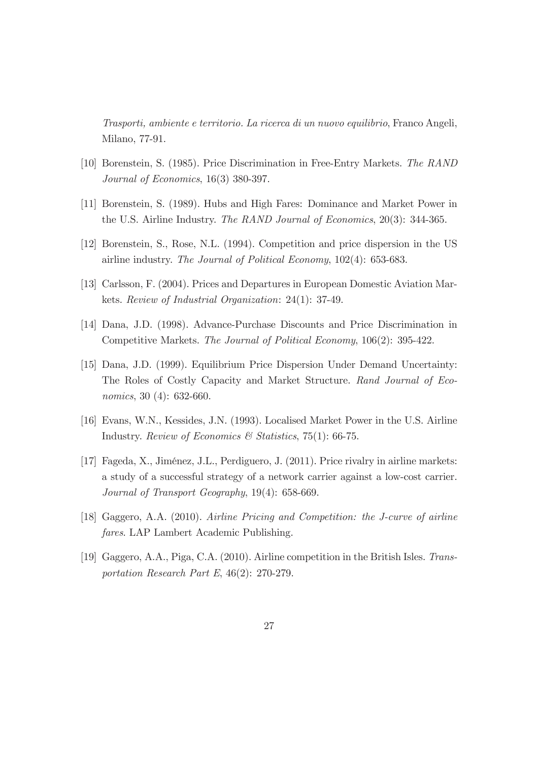*Trasporti, ambiente e territorio. La ricerca di un nuovo equilibrio*, Franco Angeli, Milano, 77-91.

[10] Borenstein, S. (1985). Price Discrimination in Free-Entry Markets. *The RAND Journal of Economics*, 16(3) 380-397.

[11] Borenstein, S. (1989). Hubs and High Fares: Dominance and Market Power in the U.S. Airline Industry. *The RAND Journal of Economics*, 20(3): 344-365.

[12] Borenstein, S., Rose, N.L. (1994). Competition and price dispersion in the US airline industry. *The Journal of Political Economy*, 102(4): 653-683.

[13] Carlsson, F. (2004). Prices and Departures in European Domestic Aviation Markets. *Review of Industrial Organization*: 24(1): 37-49.

[14] Dana, J.D. (1998). Advance-Purchase Discounts and Price Discrimination in Competitive Markets. *The Journal of Political Economy*, 106(2): 395-422.

[15] Dana, J.D. (1999). Equilibrium Price Dispersion Under Demand Uncertainty: The Roles of Costly Capacity and Market Structure. *Rand Journal of Economics*, 30 (4): 632-660.

[16] Evans, W.N., Kessides, J.N. (1993). Localised Market Power in the U.S. Airline Industry. *Review of Economics & Statistics*, 75(1): 66-75.

[17] Fageda, X., Jiménez, J.L., Perdiguero, J. (2011). Price rivalry in airline markets: a study of a successful strategy of a network carrier against a low-cost carrier. *Journal of Transport Geography*, 19(4): 658-669.

[18] Gaggero, A.A. (2010). *Airline Pricing and Competition: the J-curve of airline fares*. LAP Lambert Academic Publishing.

[19] Gaggero, A.A., Piga, C.A. (2010). Airline competition in the British Isles. *Transportation Research Part E*, 46(2): 270-279.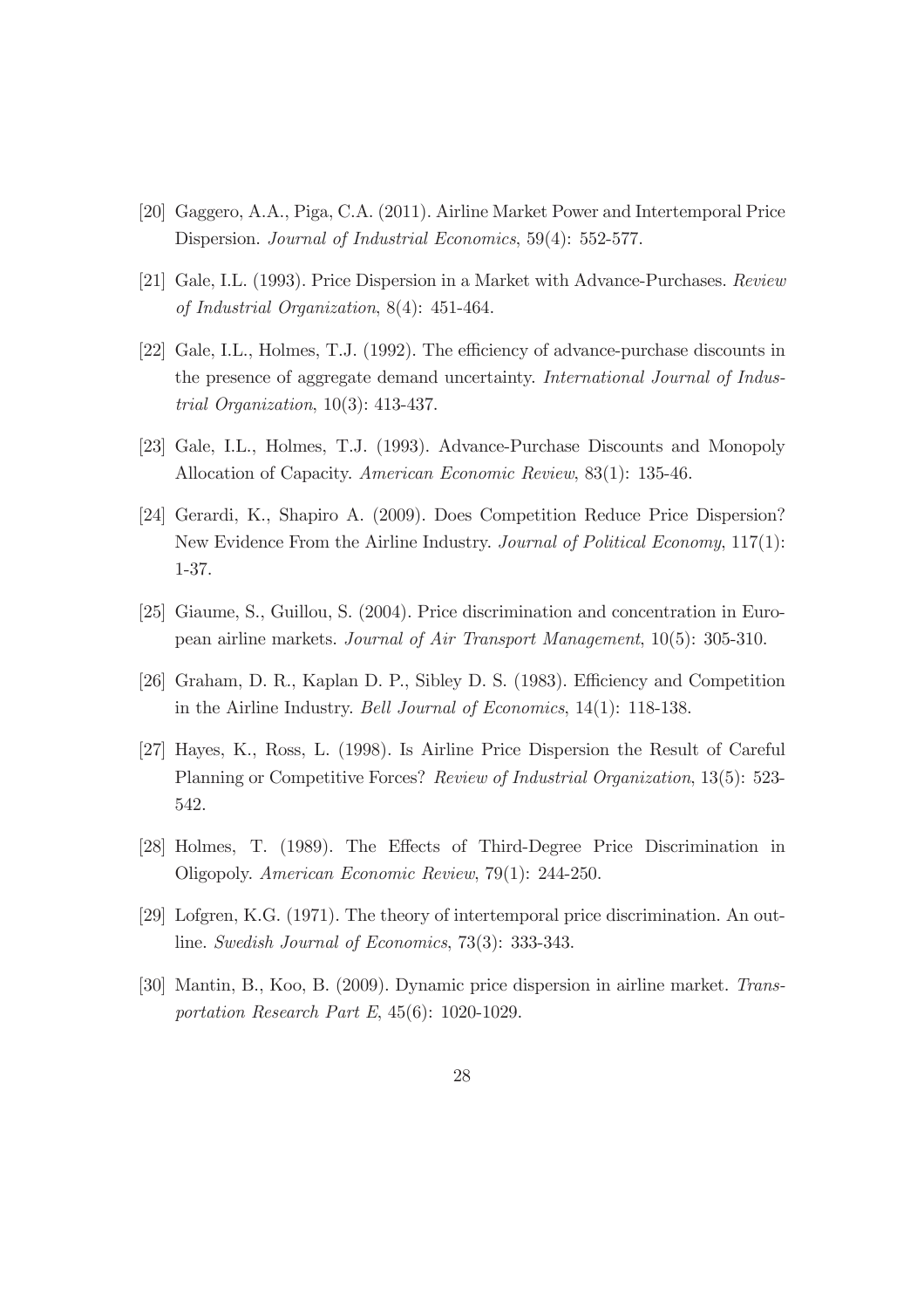[20] Gaggero, A.A., Piga, C.A. (2011). Airline Market Power and Intertemporal Price Dispersion. *Journal of Industrial Economics*, 59(4): 552-577.

[21] Gale, I.L. (1993). Price Dispersion in a Market with Advance-Purchases. *Review of Industrial Organization*, 8(4): 451-464.

[22] Gale, I.L., Holmes, T.J. (1992). The efficiency of advance-purchase discounts in the presence of aggregate demand uncertainty. *International Journal of Industrial Organization*, 10(3): 413-437.

[23] Gale, I.L., Holmes, T.J. (1993). Advance-Purchase Discounts and Monopoly Allocation of Capacity. *American Economic Review*, 83(1): 135-46.

[24] Gerardi, K., Shapiro A. (2009). Does Competition Reduce Price Dispersion? New Evidence From the Airline Industry. *Journal of Political Economy*, 117(1): 1-37.

[25] Giaume, S., Guillou, S. (2004). Price discrimination and concentration in European airline markets. *Journal of Air Transport Management*, 10(5): 305-310.

[26] Graham, D. R., Kaplan D. P., Sibley D. S. (1983). Efficiency and Competition in the Airline Industry. *Bell Journal of Economics*, 14(1): 118-138.

[27] Hayes, K., Ross, L. (1998). Is Airline Price Dispersion the Result of Careful Planning or Competitive Forces? *Review of Industrial Organization*, 13(5): 523-542.

[28] Holmes, T. (1989). The Effects of Third-Degree Price Discrimination in Oligopoly. *American Economic Review*, 79(1): 244-250.

[29] Lofgren, K.G. (1971). The theory of intertemporal price discrimination. An outline. *Swedish Journal of Economics*, 73(3): 333-343.

[30] Mantin, B., Koo, B. (2009). Dynamic price dispersion in airline market. *Transportation Research Part E*, 45(6): 1020-1029.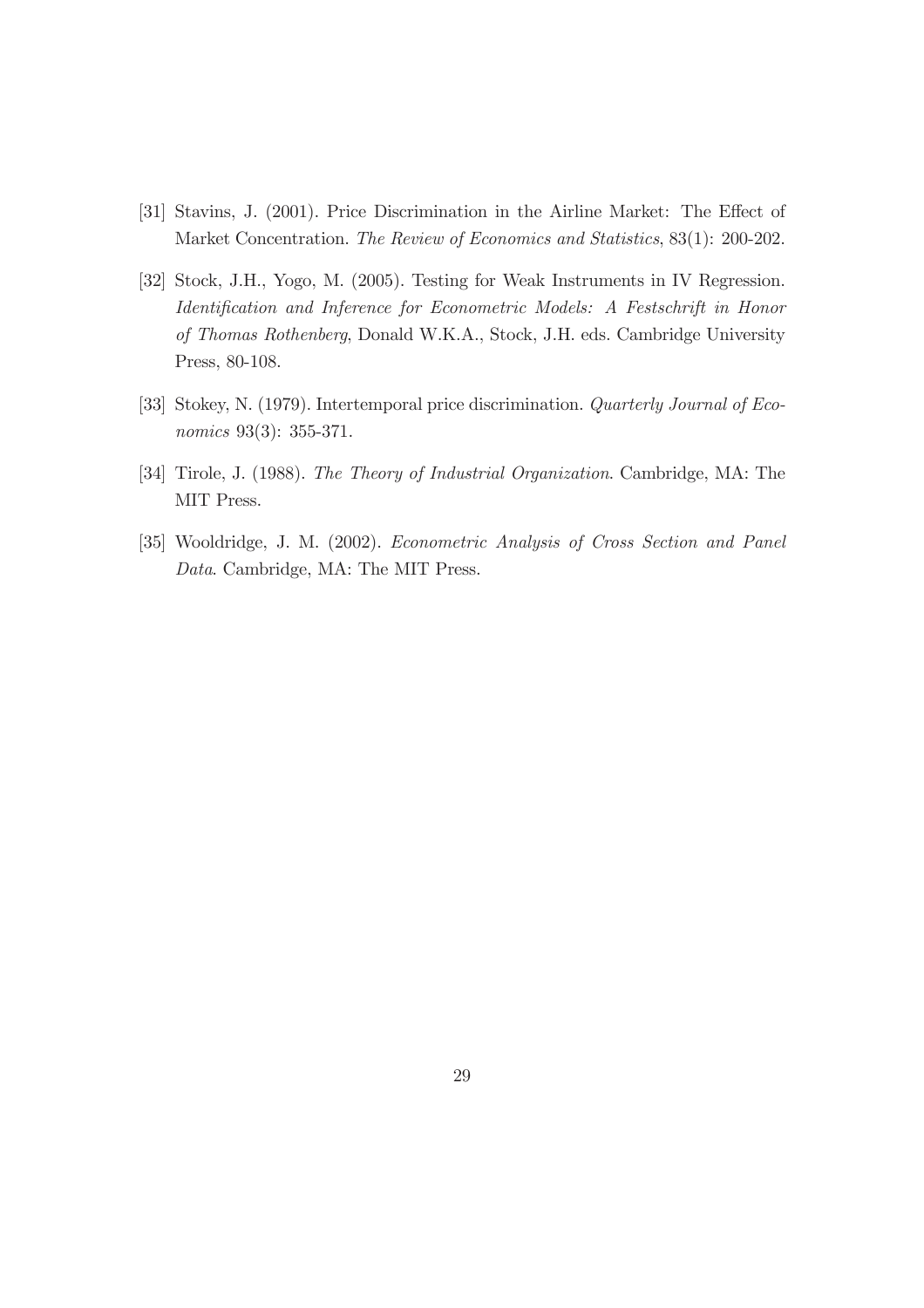[31] Stavins, J. (2001). Price Discrimination in the Airline Market: The Effect of Market Concentration. *The Review of Economics and Statistics*, 83(1): 200-202.

[32] Stock, J.H., Yogo, M. (2005). Testing for Weak Instruments in IV Regression. *Identification and Inference for Econometric Models: A Festschrift in Honor of Thomas Rothenberg*, Donald W.K.A., Stock, J.H. eds. Cambridge University Press, 80-108.

[33] Stokey, N. (1979). Intertemporal price discrimination. *Quarterly Journal of Economics* 93(3): 355-371.

[34] Tirole, J. (1988). *The Theory of Industrial Organization*. Cambridge, MA: The MIT Press.

[35] Wooldridge, J. M. (2002). *Econometric Analysis of Cross Section and Panel Data*. Cambridge, MA: The MIT Press.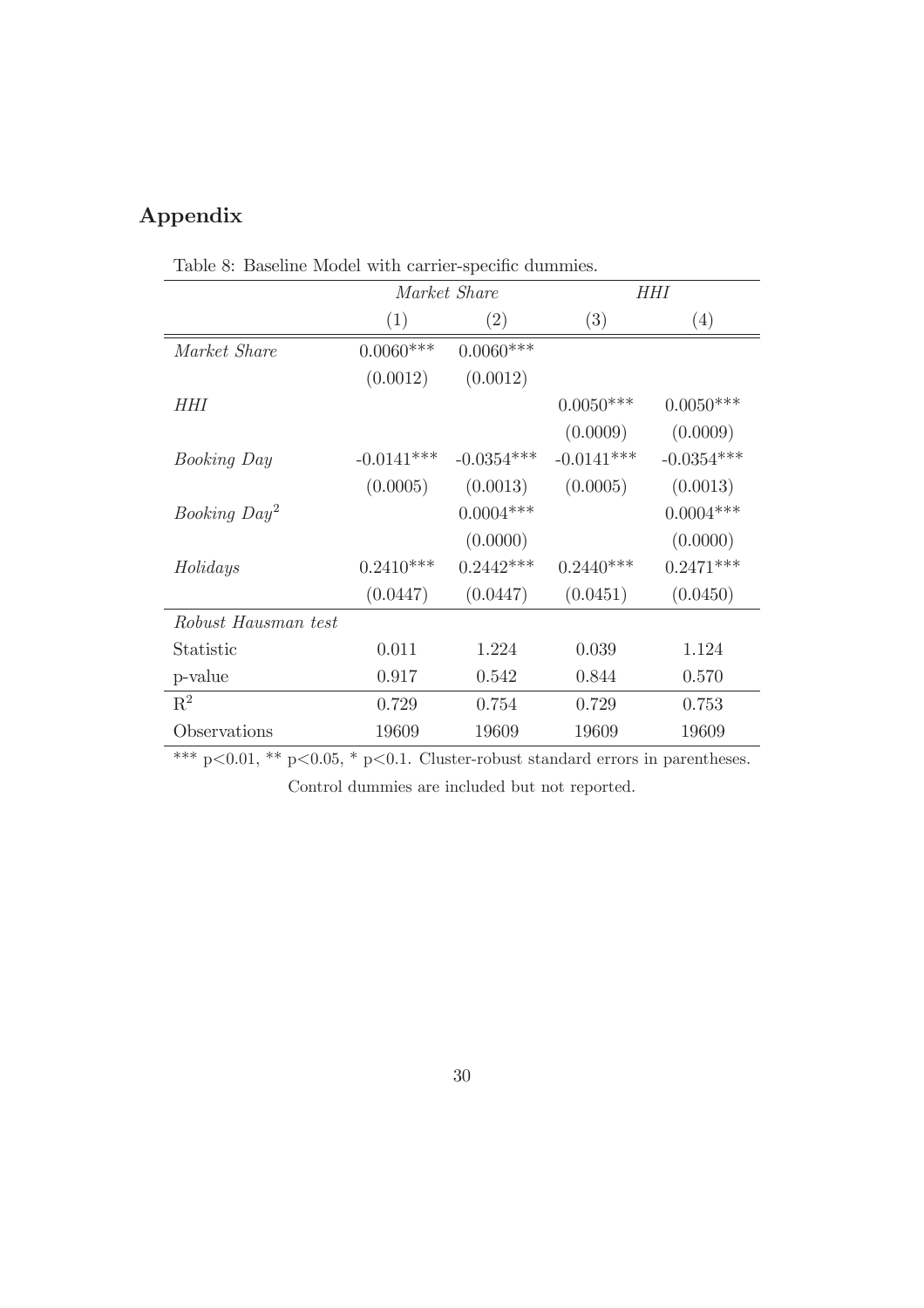## Appendix

Table 8: Baseline Model with carrier-specific dummies.

| | *Market Share* | | *HHI* | |
|---|---|---|---|---|
| | (1) | (2) | (3) | (4) |
| *Market Share* | 0.0060*** | 0.0060*** | | |
| | (0.0012) | (0.0012) | | |
| *HHI* | | | 0.0050*** | 0.0050*** |
| | | | (0.0009) | (0.0009) |
| *Booking Day* | -0.0141*** | -0.0354*** | -0.0141*** | -0.0354*** |
| | (0.0005) | (0.0013) | (0.0005) | (0.0013) |
| *Booking Day*$^2$ | | 0.0004*** | | 0.0004*** |
| | | (0.0000) | | (0.0000) |
| *Holidays* | 0.2410*** | 0.2442*** | 0.2440*** | 0.2471*** |
| | (0.0447) | (0.0447) | (0.0451) | (0.0450) |
| *Robust Hausman test* | | | | |
| Statistic | 0.011 | 1.224 | 0.039 | 1.124 |
| p-value | 0.917 | 0.542 | 0.844 | 0.570 |
| $R^2$ | 0.729 | 0.754 | 0.729 | 0.753 |
| Observations | 19609 | 19609 | 19609 | 19609 |

*** $p<0.01$, ** $p<0.05$, * $p<0.1$. Cluster-robust standard errors in parentheses.

Control dummies are included but not reported.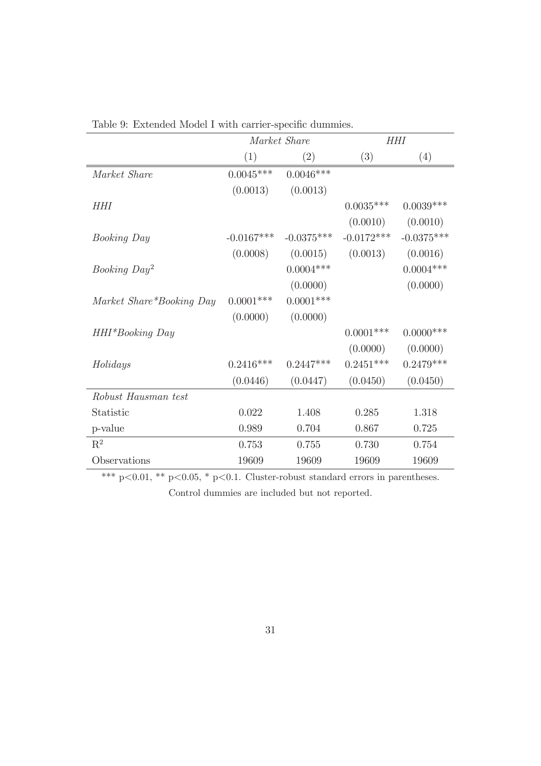Table 9: Extended Model I with carrier-specific dummies.

| | *Market Share* | | *HHI* | |
|---|---|---|---|---|
| | (1) | (2) | (3) | (4) |
| *Market Share* | 0.0045*** | 0.0046*** | | |
| | (0.0013) | (0.0013) | | |
| *HHI* | | | 0.0035*** | 0.0039*** |
| | | | (0.0010) | (0.0010) |
| *Booking Day* | -0.0167*** | -0.0375*** | -0.0172*** | -0.0375*** |
| | (0.0008) | (0.0015) | (0.0013) | (0.0016) |
| *Booking Day*$^2$ | | 0.0004*** | | 0.0004*** |
| | | (0.0000) | | (0.0000) |
| *Market Share*Booking Day* | 0.0001*** | 0.0001*** | | |
| | (0.0000) | (0.0000) | | |
| *HHI*Booking Day* | | | 0.0001*** | 0.0000*** |
| | | | (0.0000) | (0.0000) |
| *Holidays* | 0.2416*** | 0.2447*** | 0.2451*** | 0.2479*** |
| | (0.0446) | (0.0447) | (0.0450) | (0.0450) |
| *Robust Hausman test* | | | | |
| Statistic | 0.022 | 1.408 | 0.285 | 1.318 |
| p-value | 0.989 | 0.704 | 0.867 | 0.725 |
| $R^2$ | 0.753 | 0.755 | 0.730 | 0.754 |
| Observations | 19609 | 19609 | 19609 | 19609 |

*** p<0.01, ** p<0.05, * p<0.1. Cluster-robust standard errors in parentheses.

Control dummies are included but not reported.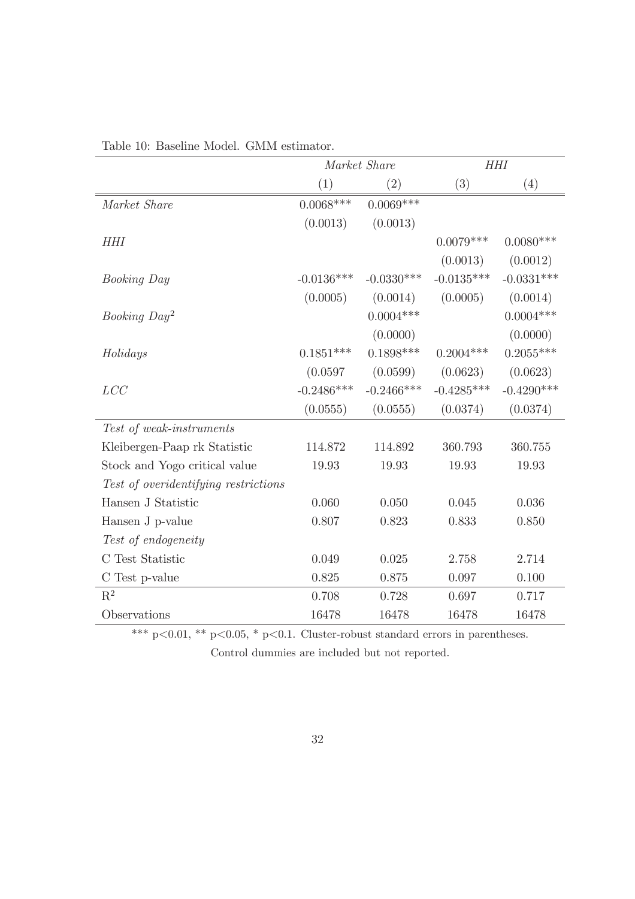Table 10: Baseline Model. GMM estimator.

| | *Market Share* | | *HHI* | |
|---|---|---|---|---|
| | (1) | (2) | (3) | (4) |
| *Market Share* | 0.0068*** | 0.0069*** | | |
| | (0.0013) | (0.0013) | | |
| *HHI* | | | 0.0079*** | 0.0080*** |
| | | | (0.0013) | (0.0012) |
| *Booking Day* | -0.0136*** | -0.0330*** | -0.0135*** | -0.0331*** |
| | (0.0005) | (0.0014) | (0.0005) | (0.0014) |
| *Booking Day*$^2$ | | 0.0004*** | | 0.0004*** |
| | | (0.0000) | | (0.0000) |
| *Holidays* | 0.1851*** | 0.1898*** | 0.2004*** | 0.2055*** |
| | (0.0597 | (0.0599) | (0.0623) | (0.0623) |
| *LCC* | -0.2486*** | -0.2466*** | -0.4285*** | -0.4290*** |
| | (0.0555) | (0.0555) | (0.0374) | (0.0374) |
| *Test of weak-instruments* | | | | |
| Kleibergen-Paap rk Statistic | 114.872 | 114.892 | 360.793 | 360.755 |
| Stock and Yogo critical value | 19.93 | 19.93 | 19.93 | 19.93 |
| *Test of overidentifying restrictions* | | | | |
| Hansen J Statistic | 0.060 | 0.050 | 0.045 | 0.036 |
| Hansen J p-value | 0.807 | 0.823 | 0.833 | 0.850 |
| *Test of endogeneity* | | | | |
| C Test Statistic | 0.049 | 0.025 | 2.758 | 2.714 |
| C Test p-value | 0.825 | 0.875 | 0.097 | 0.100 |
| $R^2$ | 0.708 | 0.728 | 0.697 | 0.717 |
| Observations | 16478 | 16478 | 16478 | 16478 |

*** $p<0.01$, ** $p<0.05$, * $p<0.1$. Cluster-robust standard errors in parentheses.

Control dummies are included but not reported.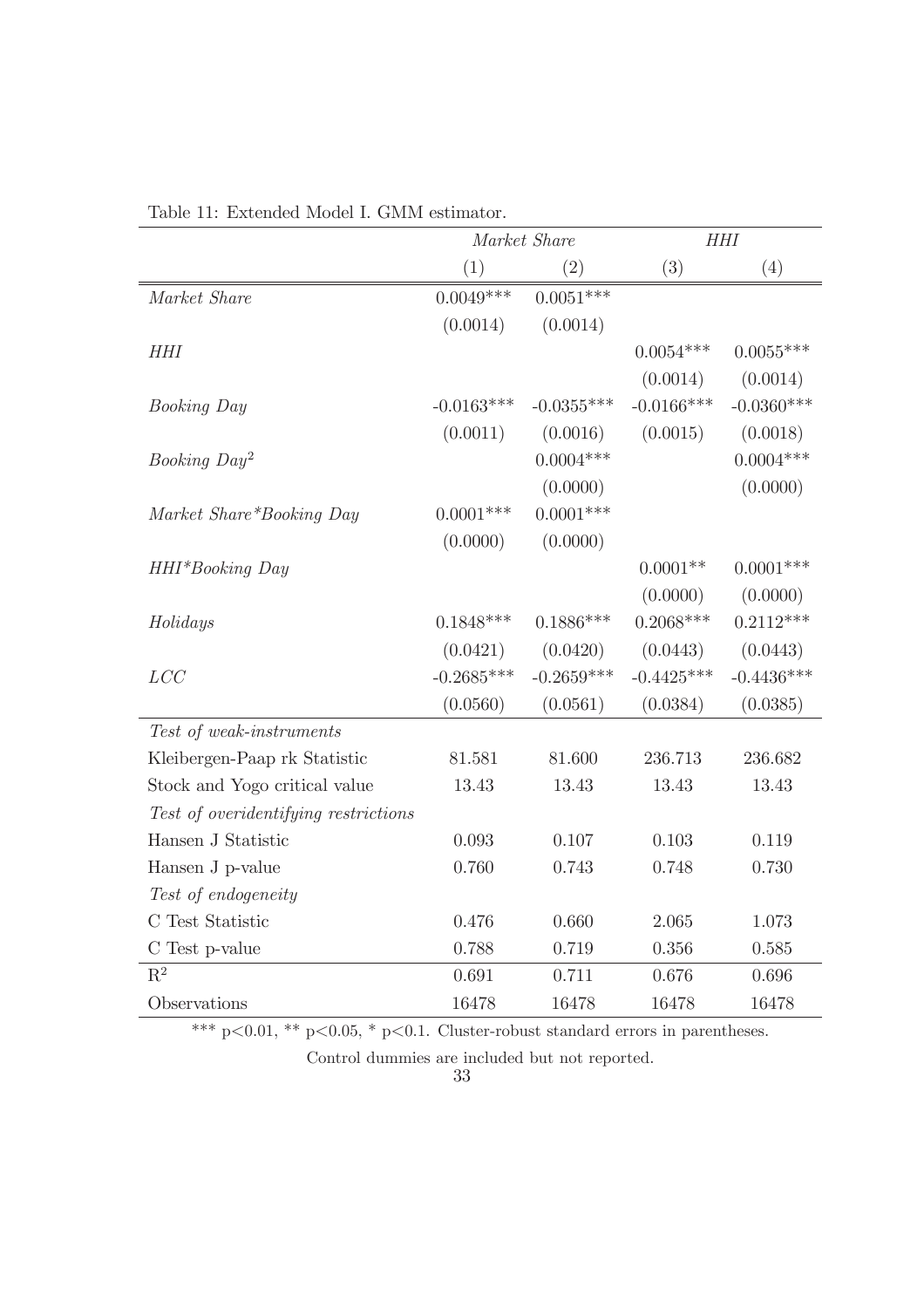Table 11: Extended Model I. GMM estimator.

| | *Market Share* | | *HHI* | |
|---|---|---|---|---|
| | (1) | (2) | (3) | (4) |
| *Market Share* | 0.0049*** | 0.0051*** | | |
| | (0.0014) | (0.0014) | | |
| *HHI* | | | 0.0054*** | 0.0055*** |
| | | | (0.0014) | (0.0014) |
| *Booking Day* | -0.0163*** | -0.0355*** | -0.0166*** | -0.0360*** |
| | (0.0011) | (0.0016) | (0.0015) | (0.0018) |
| *Booking Day*$^2$ | | 0.0004*** | | 0.0004*** |
| | | (0.0000) | | (0.0000) |
| *Market Share*\*Booking Day* | 0.0001*** | 0.0001*** | | |
| | (0.0000) | (0.0000) | | |
| *HHI*\*Booking Day* | | | 0.0001** | 0.0001*** |
| | | | (0.0000) | (0.0000) |
| *Holidays* | 0.1848*** | 0.1886*** | 0.2068*** | 0.2112*** |
| | (0.0421) | (0.0420) | (0.0443) | (0.0443) |
| *LCC* | -0.2685*** | -0.2659*** | -0.4425*** | -0.4436*** |
| | (0.0560) | (0.0561) | (0.0384) | (0.0385) |
| *Test of weak-instruments* | | | | |
| Kleibergen-Paap rk Statistic | 81.581 | 81.600 | 236.713 | 236.682 |
| Stock and Yogo critical value | 13.43 | 13.43 | 13.43 | 13.43 |
| *Test of overidentifying restrictions* | | | | |
| Hansen J Statistic | 0.093 | 0.107 | 0.103 | 0.119 |
| Hansen J p-value | 0.760 | 0.743 | 0.748 | 0.730 |
| *Test of endogeneity* | | | | |
| C Test Statistic | 0.476 | 0.660 | 2.065 | 1.073 |
| C Test p-value | 0.788 | 0.719 | 0.356 | 0.585 |
| $R^2$ | 0.691 | 0.711 | 0.676 | 0.696 |
| Observations | 16478 | 16478 | 16478 | 16478 |

*** $p<0.01$, ** $p<0.05$, * $p<0.1$. Cluster-robust standard errors in parentheses.

Control dummies are included but not reported.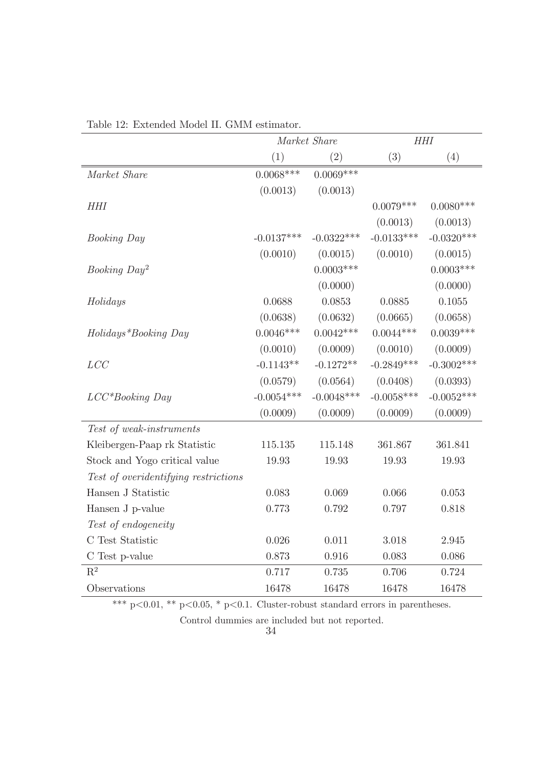Table 12: Extended Model II. GMM estimator.

| | *Market Share* | | *HHI* | |
|---|---|---|---|---|
| | (1) | (2) | (3) | (4) |
| *Market Share* | 0.0068*** | 0.0069*** | | |
| | (0.0013) | (0.0013) | | |
| *HHI* | | | 0.0079*** | 0.0080*** |
| | | | (0.0013) | (0.0013) |
| *Booking Day* | -0.0137*** | -0.0322*** | -0.0133*** | -0.0320*** |
| | (0.0010) | (0.0015) | (0.0010) | (0.0015) |
| *Booking Day*$^2$ | | 0.0003*** | | 0.0003*** |
| | | (0.0000) | | (0.0000) |
| *Holidays* | 0.0688 | 0.0853 | 0.0885 | 0.1055 |
| | (0.0638) | (0.0632) | (0.0665) | (0.0658) |
| *Holidays*\*Booking Day* | 0.0046*** | 0.0042*** | 0.0044*** | 0.0039*** |
| | (0.0010) | (0.0009) | (0.0010) | (0.0009) |
| *LCC* | -0.1143** | -0.1272** | -0.2849*** | -0.3002*** |
| | (0.0579) | (0.0564) | (0.0408) | (0.0393) |
| *LCC*\*Booking Day* | -0.0054*** | -0.0048*** | -0.0058*** | -0.0052*** |
| | (0.0009) | (0.0009) | (0.0009) | (0.0009) |
| *Test of weak-instruments* | | | | |
| Kleibergen-Paap rk Statistic | 115.135 | 115.148 | 361.867 | 361.841 |
| Stock and Yogo critical value | 19.93 | 19.93 | 19.93 | 19.93 |
| *Test of overidentifying restrictions* | | | | |
| Hansen J Statistic | 0.083 | 0.069 | 0.066 | 0.053 |
| Hansen J p-value | 0.773 | 0.792 | 0.797 | 0.818 |
| *Test of endogeneity* | | | | |
| C Test Statistic | 0.026 | 0.011 | 3.018 | 2.945 |
| C Test p-value | 0.873 | 0.916 | 0.083 | 0.086 |
| $R^2$ | 0.717 | 0.735 | 0.706 | 0.724 |
| Observations | 16478 | 16478 | 16478 | 16478 |

*** $p<0.01$, ** $p<0.05$, * $p<0.1$. Cluster-robust standard errors in parentheses.

Control dummies are included but not reported.